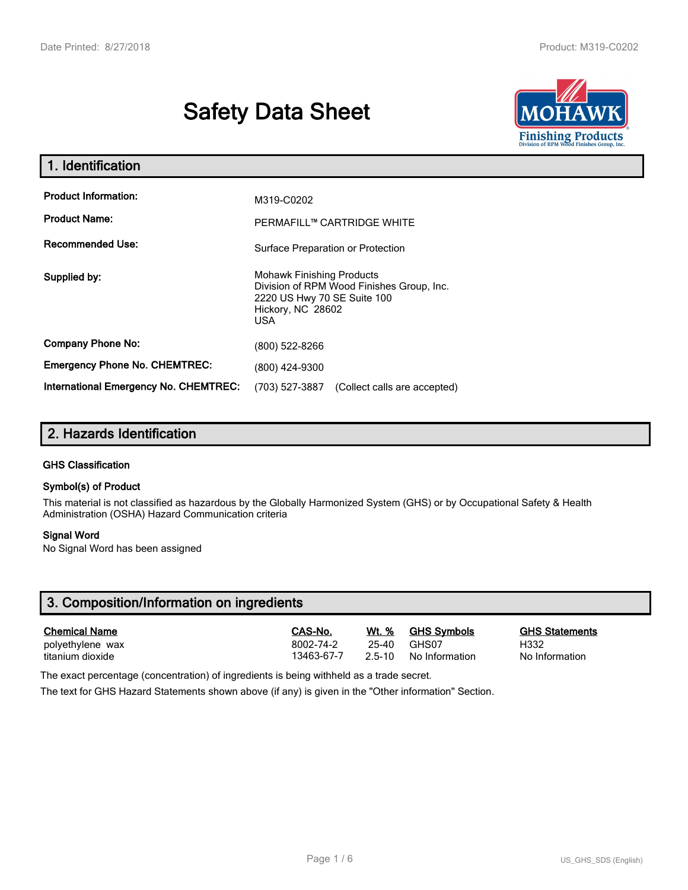# Safety Data Sheet

## 1. Identification

| | |
|---|---|
| **Product Information:** | M319-C0202 |
| **Product Name:** | PERMAFILL™ CARTRIDGE WHITE |
| **Recommended Use:** | Surface Preparation or Protection |
| **Supplied by:** | Mohawk Finishing Products<br>Division of RPM Wood Finishes Group, Inc.<br>2220 US Hwy 70 SE Suite 100<br>Hickory, NC 28602<br>USA |
| **Company Phone No:** | (800) 522-8266 |
| **Emergency Phone No. CHEMTREC:** | (800) 424-9300 |
| **International Emergency No. CHEMTREC:** | (703) 527-3887 (Collect calls are accepted) |

## 2. Hazards Identification

### GHS Classification

### Symbol(s) of Product

This material is not classified as hazardous by the Globally Harmonized System (GHS) or by Occupational Safety & Health Administration (OSHA) Hazard Communication criteria

### Signal Word

No Signal Word has been assigned

## 3. Composition/Information on ingredients

| Chemical Name | CAS-No. | Wt. % | GHS Symbols | GHS Statements |
|---|---|---|---|---|
| polyethylene wax | 8002-74-2 | 25-40 | GHS07 | H332 |
| titanium dioxide | 13463-67-7 | 2.5-10 | No Information | No Information |

The exact percentage (concentration) of ingredients is being withheld as a trade secret.

The text for GHS Hazard Statements shown above (if any) is given in the "Other information" Section.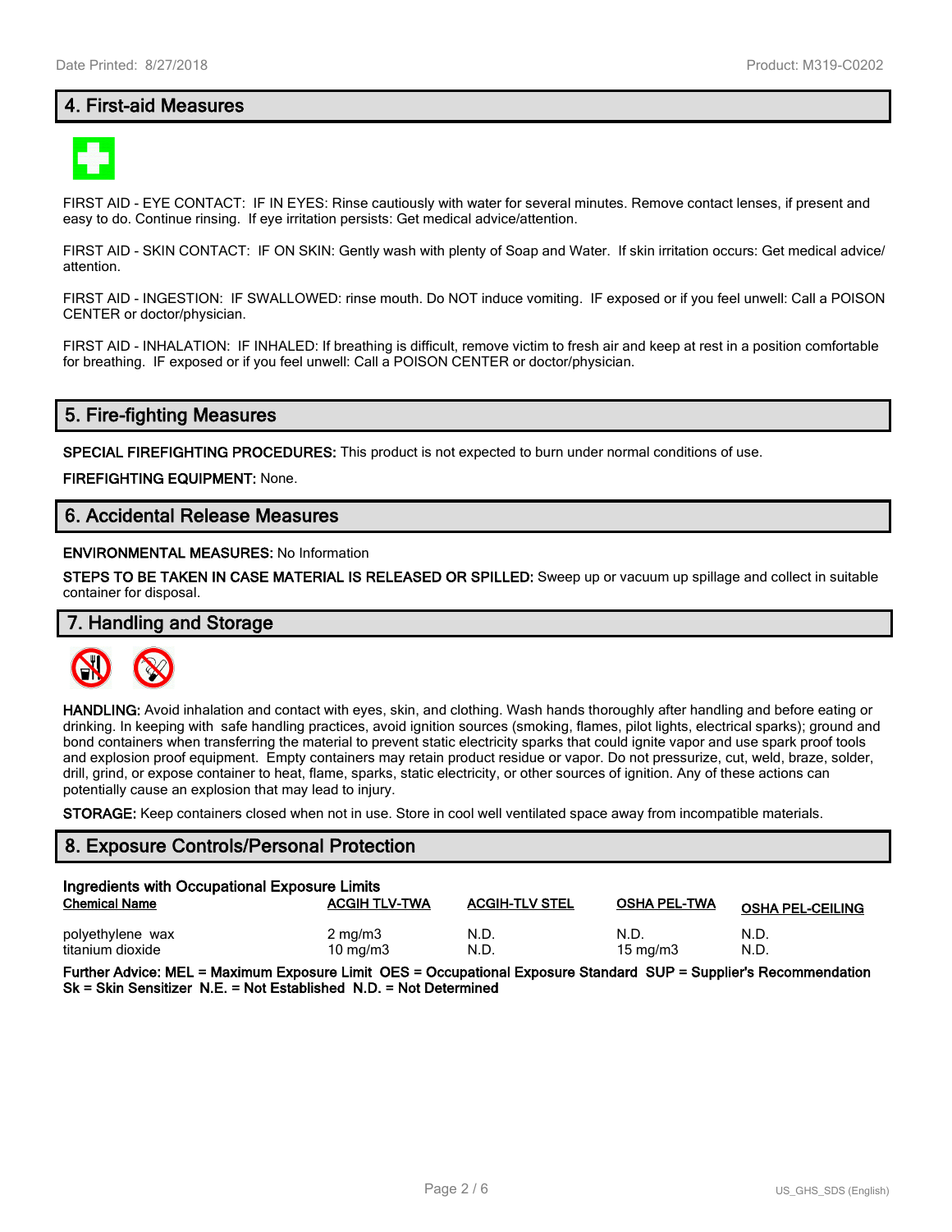## 4. First-aid Measures

FIRST AID - EYE CONTACT: IF IN EYES: Rinse cautiously with water for several minutes. Remove contact lenses, if present and easy to do. Continue rinsing. If eye irritation persists: Get medical advice/attention.

FIRST AID - SKIN CONTACT: IF ON SKIN: Gently wash with plenty of Soap and Water. If skin irritation occurs: Get medical advice/ attention.

FIRST AID - INGESTION: IF SWALLOWED: rinse mouth. Do NOT induce vomiting. IF exposed or if you feel unwell: Call a POISON CENTER or doctor/physician.

FIRST AID - INHALATION: IF INHALED: If breathing is difficult, remove victim to fresh air and keep at rest in a position comfortable for breathing. IF exposed or if you feel unwell: Call a POISON CENTER or doctor/physician.

## 5. Fire-fighting Measures

**SPECIAL FIREFIGHTING PROCEDURES:** This product is not expected to burn under normal conditions of use.

**FIREFIGHTING EQUIPMENT:** None.

## 6. Accidental Release Measures

**ENVIRONMENTAL MEASURES:** No Information

**STEPS TO BE TAKEN IN CASE MATERIAL IS RELEASED OR SPILLED:** Sweep up or vacuum up spillage and collect in suitable container for disposal.

## 7. Handling and Storage

**HANDLING:** Avoid inhalation and contact with eyes, skin, and clothing. Wash hands thoroughly after handling and before eating or drinking. In keeping with safe handling practices, avoid ignition sources (smoking, flames, pilot lights, electrical sparks); ground and bond containers when transferring the material to prevent static electricity sparks that could ignite vapor and use spark proof tools and explosion proof equipment. Empty containers may retain product residue or vapor. Do not pressurize, cut, weld, braze, solder, drill, grind, or expose container to heat, flame, sparks, static electricity, or other sources of ignition. Any of these actions can potentially cause an explosion that may lead to injury.

**STORAGE:** Keep containers closed when not in use. Store in cool well ventilated space away from incompatible materials.

## 8. Exposure Controls/Personal Protection

**Ingredients with Occupational Exposure Limits**

| Chemical Name | ACGIH TLV-TWA | ACGIH-TLV STEL | OSHA PEL-TWA | OSHA PEL-CEILING |
|---|---|---|---|---|
| polyethylene wax | 2 mg/m3 | N.D. | N.D. | N.D. |
| titanium dioxide | 10 mg/m3 | N.D. | 15 mg/m3 | N.D. |

**Further Advice: MEL = Maximum Exposure Limit OES = Occupational Exposure Standard SUP = Supplier's Recommendation Sk = Skin Sensitizer N.E. = Not Established N.D. = Not Determined**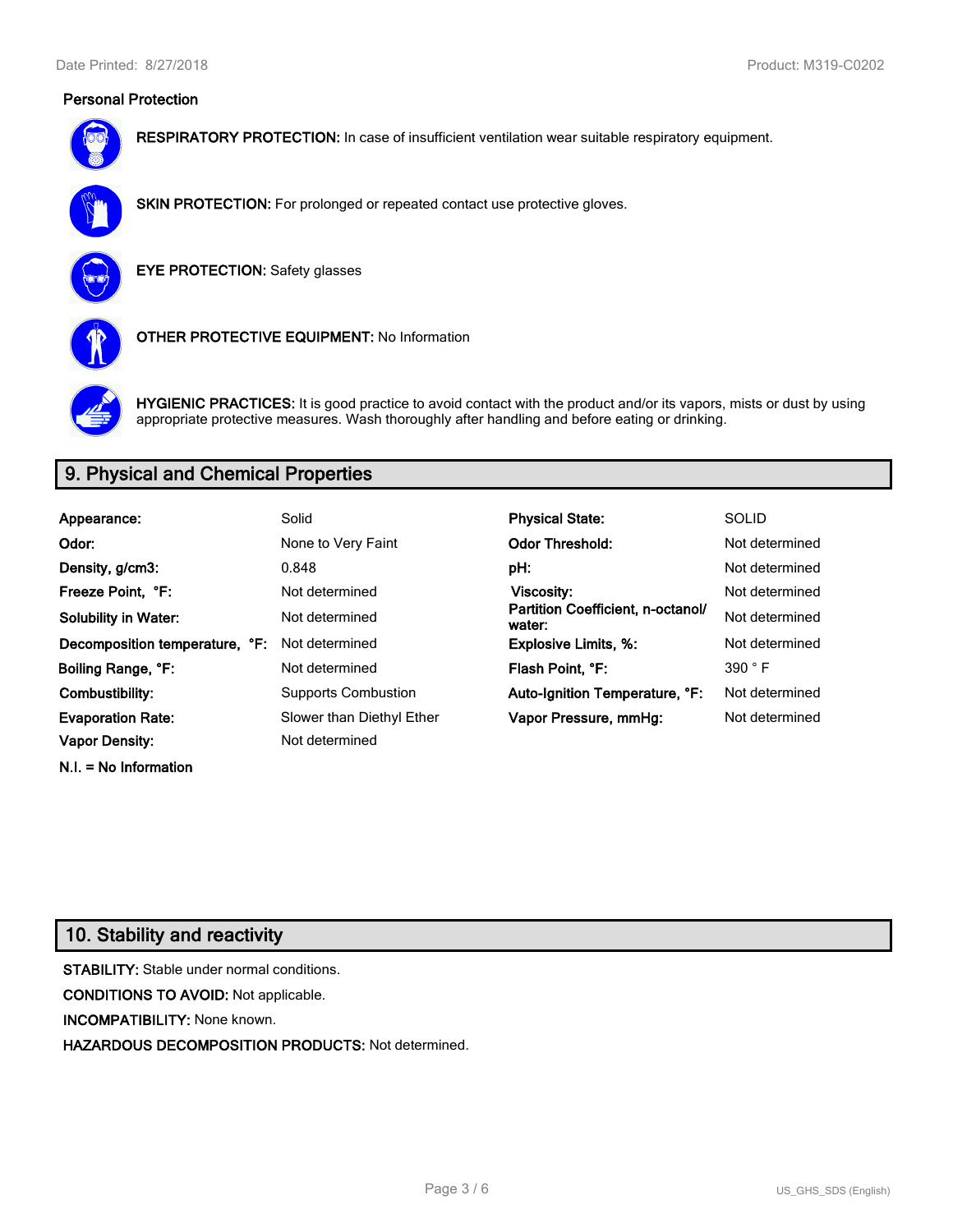### Personal Protection

**RESPIRATORY PROTECTION:** In case of insufficient ventilation wear suitable respiratory equipment.

**SKIN PROTECTION:** For prolonged or repeated contact use protective gloves.

**EYE PROTECTION:** Safety glasses

**OTHER PROTECTIVE EQUIPMENT:** No Information

**HYGIENIC PRACTICES:** It is good practice to avoid contact with the product and/or its vapors, mists or dust by using appropriate protective measures. Wash thoroughly after handling and before eating or drinking.

## 9. Physical and Chemical Properties

| | | | |
|---|---|---|---|
| **Appearance:** | Solid | **Physical State:** | SOLID |
| **Odor:** | None to Very Faint | **Odor Threshold:** | Not determined |
| **Density, g/cm3:** | 0.848 | **pH:** | Not determined |
| **Freeze Point, °F:** | Not determined | **Viscosity:** | Not determined |
| **Solubility in Water:** | Not determined | **Partition Coefficient, n-octanol/ water:** | Not determined |
| **Decomposition temperature, °F:** | Not determined | **Explosive Limits, %:** | Not determined |
| **Boiling Range, °F:** | Not determined | **Flash Point, °F:** | 390 ° F |
| **Combustibility:** | Supports Combustion | **Auto-Ignition Temperature, °F:** | Not determined |
| **Evaporation Rate:** | Slower than Diethyl Ether | **Vapor Pressure, mmHg:** | Not determined |
| **Vapor Density:** | Not determined | | |

**N.I. = No Information**

## 10. Stability and reactivity

**STABILITY:** Stable under normal conditions.

**CONDITIONS TO AVOID:** Not applicable.

**INCOMPATIBILITY:** None known.

**HAZARDOUS DECOMPOSITION PRODUCTS:** Not determined.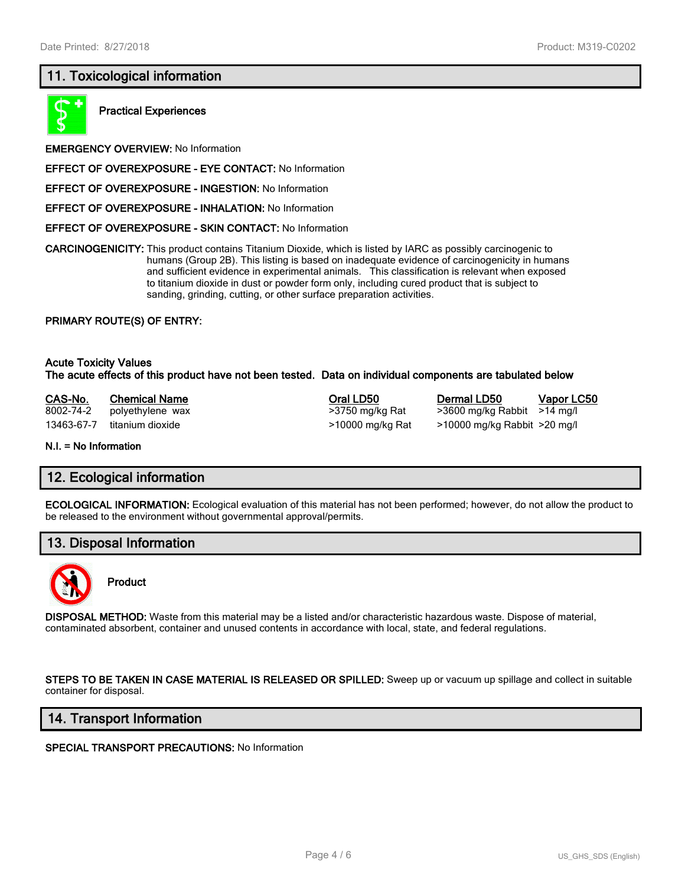## 11. Toxicological information

**Practical Experiences**

**EMERGENCY OVERVIEW:** No Information

**EFFECT OF OVEREXPOSURE - EYE CONTACT:** No Information

**EFFECT OF OVEREXPOSURE - INGESTION:** No Information

**EFFECT OF OVEREXPOSURE - INHALATION:** No Information

**EFFECT OF OVEREXPOSURE - SKIN CONTACT:** No Information

**CARCINOGENICITY:** This product contains Titanium Dioxide, which is listed by IARC as possibly carcinogenic to humans (Group 2B). This listing is based on inadequate evidence of carcinogenicity in humans and sufficient evidence in experimental animals. This classification is relevant when exposed to titanium dioxide in dust or powder form only, including cured product that is subject to sanding, grinding, cutting, or other surface preparation activities.

**PRIMARY ROUTE(S) OF ENTRY:**

**Acute Toxicity Values**
**The acute effects of this product have not been tested. Data on individual components are tabulated below**

| CAS-No. | Chemical Name | Oral LD50 | Dermal LD50 | Vapor LC50 |
|---|---|---|---|---|
| 8002-74-2 | polyethylene wax | >3750 mg/kg Rat | >3600 mg/kg Rabbit | >14 mg/l |
| 13463-67-7 | titanium dioxide | >10000 mg/kg Rat | >10000 mg/kg Rabbit | >20 mg/l |

**N.I. = No Information**

## 12. Ecological information

**ECOLOGICAL INFORMATION:** Ecological evaluation of this material has not been performed; however, do not allow the product to be released to the environment without governmental approval/permits.

## 13. Disposal Information

**Product**

**DISPOSAL METHOD:** Waste from this material may be a listed and/or characteristic hazardous waste. Dispose of material, contaminated absorbent, container and unused contents in accordance with local, state, and federal regulations.

**STEPS TO BE TAKEN IN CASE MATERIAL IS RELEASED OR SPILLED:** Sweep up or vacuum up spillage and collect in suitable container for disposal.

## 14. Transport Information

**SPECIAL TRANSPORT PRECAUTIONS:** No Information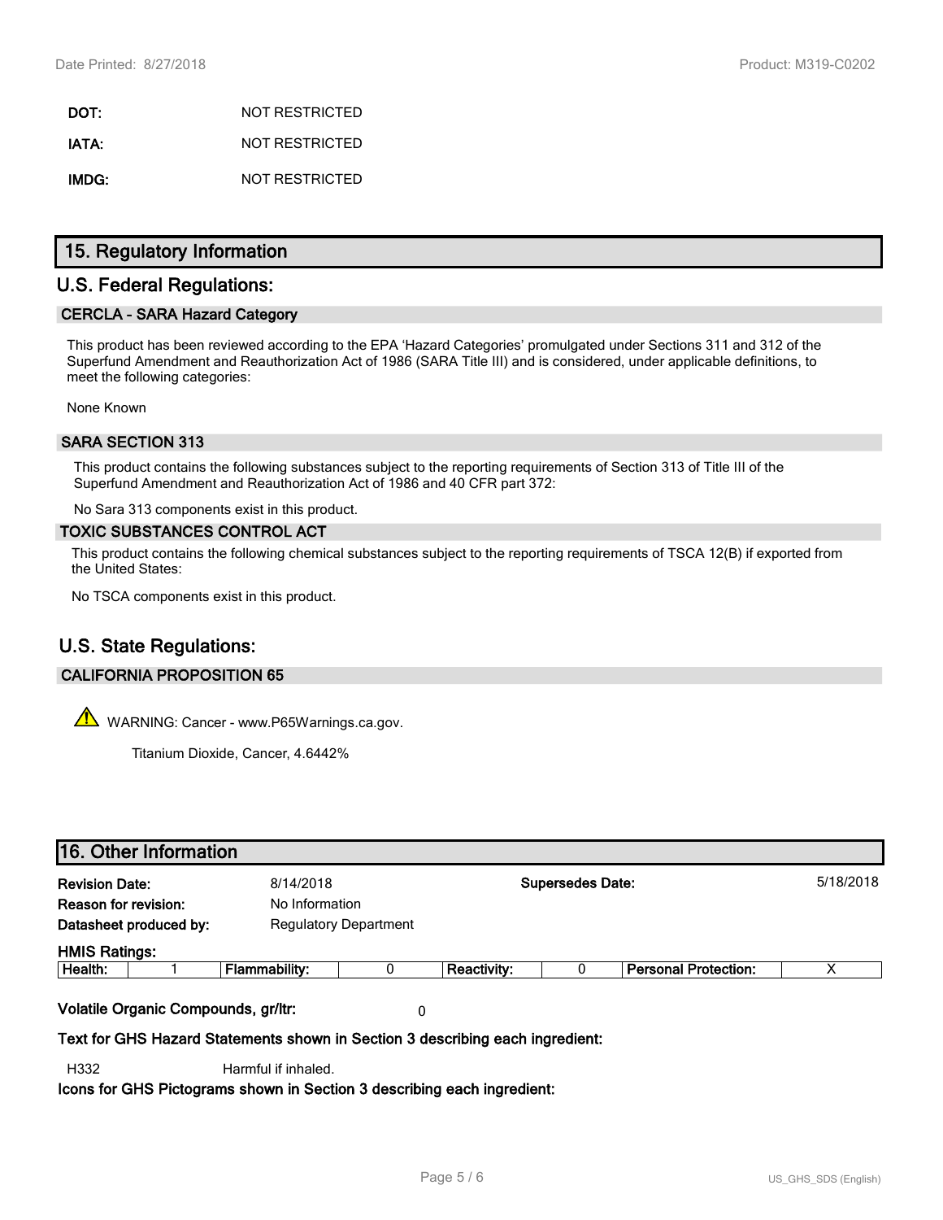| | |
|---|---|
| **DOT:** | NOT RESTRICTED |
| **IATA:** | NOT RESTRICTED |
| **IMDG:** | NOT RESTRICTED |

## 15. Regulatory Information

## U.S. Federal Regulations:

### CERCLA - SARA Hazard Category

This product has been reviewed according to the EPA 'Hazard Categories' promulgated under Sections 311 and 312 of the Superfund Amendment and Reauthorization Act of 1986 (SARA Title III) and is considered, under applicable definitions, to meet the following categories:

None Known

### SARA SECTION 313

This product contains the following substances subject to the reporting requirements of Section 313 of Title III of the Superfund Amendment and Reauthorization Act of 1986 and 40 CFR part 372:

No Sara 313 components exist in this product.

### TOXIC SUBSTANCES CONTROL ACT

This product contains the following chemical substances subject to the reporting requirements of TSCA 12(B) if exported from the United States:

No TSCA components exist in this product.

## U.S. State Regulations:

### CALIFORNIA PROPOSITION 65

WARNING: Cancer - www.P65Warnings.ca.gov.

Titanium Dioxide, Cancer, 4.6442%

## 16. Other Information

| | | | |
|---|---|---|---|
| **Revision Date:** | 8/14/2018 | **Supersedes Date:** | 5/18/2018 |
| **Reason for revision:** | No Information | | |
| **Datasheet produced by:** | Regulatory Department | | |

**HMIS Ratings:**

| Health: | 1 | Flammability: | 0 | Reactivity: | 0 | Personal Protection: | X |
|---|---|---|---|---|---|---|---|

**Volatile Organic Compounds, gr/ltr:** 0

**Text for GHS Hazard Statements shown in Section 3 describing each ingredient:**

H332 Harmful if inhaled.

**Icons for GHS Pictograms shown in Section 3 describing each ingredient:**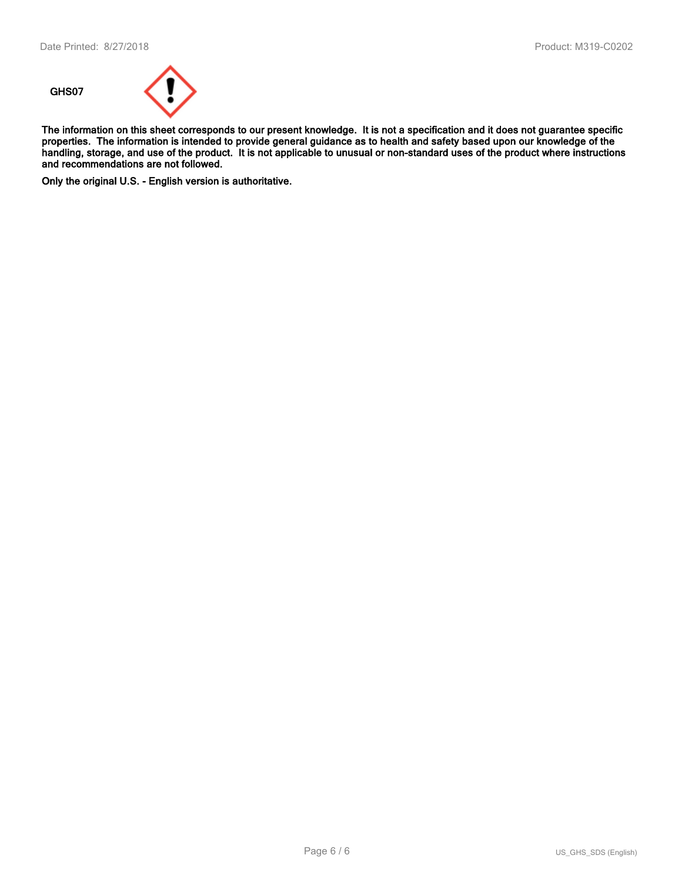GHS07

**The information on this sheet corresponds to our present knowledge. It is not a specification and it does not guarantee specific properties. The information is intended to provide general guidance as to health and safety based upon our knowledge of the handling, storage, and use of the product. It is not applicable to unusual or non-standard uses of the product where instructions and recommendations are not followed.**

**Only the original U.S. - English version is authoritative.**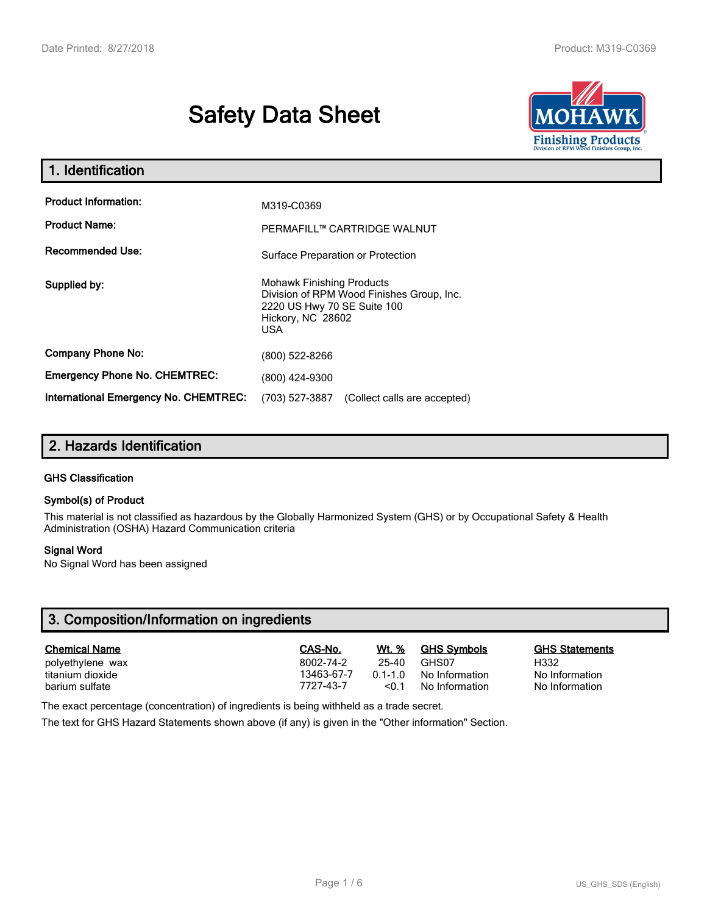# Safety Data Sheet

## 1. Identification

| | |
|---|---|
| **Product Information:** | M319-C0369 |
| **Product Name:** | PERMAFILL™ CARTRIDGE WALNUT |
| **Recommended Use:** | Surface Preparation or Protection |
| **Supplied by:** | Mohawk Finishing Products<br>Division of RPM Wood Finishes Group, Inc.<br>2220 US Hwy 70 SE Suite 100<br>Hickory, NC 28602<br>USA |
| **Company Phone No:** | (800) 522-8266 |
| **Emergency Phone No. CHEMTREC:** | (800) 424-9300 |
| **International Emergency No. CHEMTREC:** | (703) 527-3887 (Collect calls are accepted) |

## 2. Hazards Identification

### GHS Classification

### Symbol(s) of Product

This material is not classified as hazardous by the Globally Harmonized System (GHS) or by Occupational Safety & Health Administration (OSHA) Hazard Communication criteria

### Signal Word

No Signal Word has been assigned

## 3. Composition/Information on ingredients

| Chemical Name | CAS-No. | Wt. % | GHS Symbols | GHS Statements |
|---|---|---|---|---|
| polyethylene wax | 8002-74-2 | 25-40 | GHS07 | H332 |
| titanium dioxide | 13463-67-7 | 0.1-1.0 | No Information | No Information |
| barium sulfate | 7727-43-7 | <0.1 | No Information | No Information |

The exact percentage (concentration) of ingredients is being withheld as a trade secret.

The text for GHS Hazard Statements shown above (if any) is given in the "Other information" Section.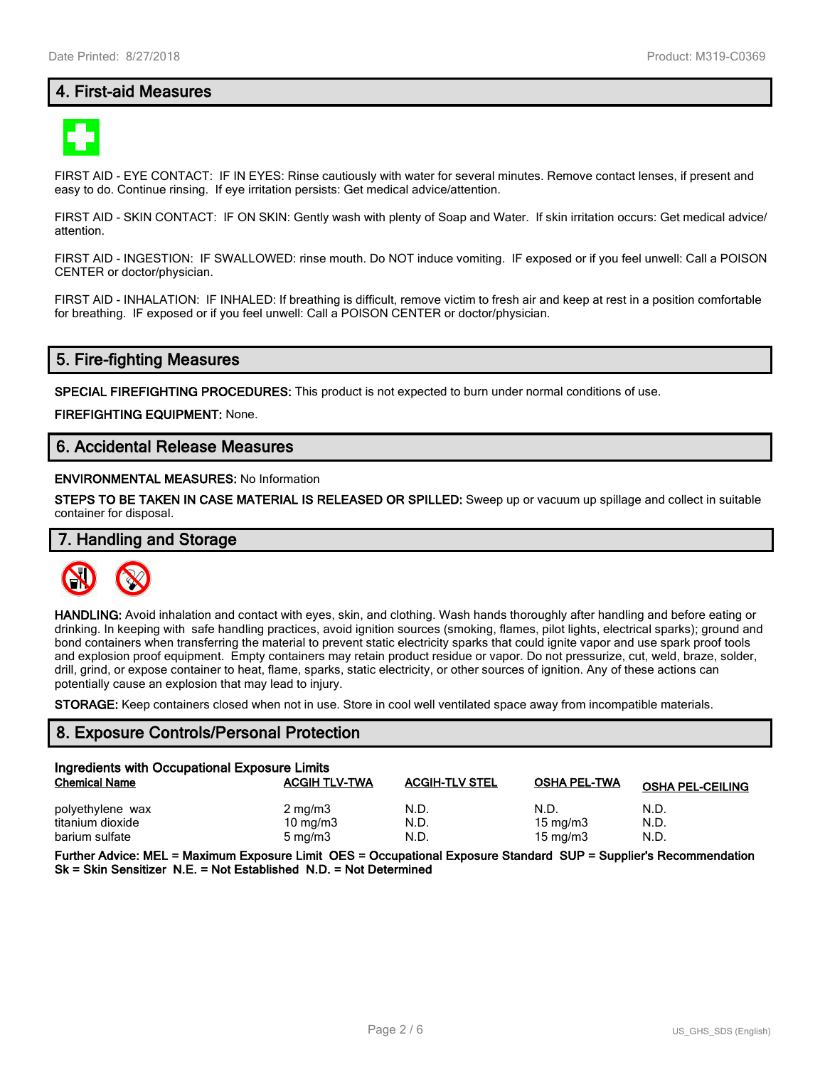## 4. First-aid Measures

FIRST AID - EYE CONTACT: IF IN EYES: Rinse cautiously with water for several minutes. Remove contact lenses, if present and easy to do. Continue rinsing. If eye irritation persists: Get medical advice/attention.

FIRST AID - SKIN CONTACT: IF ON SKIN: Gently wash with plenty of Soap and Water. If skin irritation occurs: Get medical advice/ attention.

FIRST AID - INGESTION: IF SWALLOWED: rinse mouth. Do NOT induce vomiting. IF exposed or if you feel unwell: Call a POISON CENTER or doctor/physician.

FIRST AID - INHALATION: IF INHALED: If breathing is difficult, remove victim to fresh air and keep at rest in a position comfortable for breathing. IF exposed or if you feel unwell: Call a POISON CENTER or doctor/physician.

## 5. Fire-fighting Measures

**SPECIAL FIREFIGHTING PROCEDURES:** This product is not expected to burn under normal conditions of use.

**FIREFIGHTING EQUIPMENT:** None.

## 6. Accidental Release Measures

**ENVIRONMENTAL MEASURES:** No Information

**STEPS TO BE TAKEN IN CASE MATERIAL IS RELEASED OR SPILLED:** Sweep up or vacuum up spillage and collect in suitable container for disposal.

## 7. Handling and Storage

**HANDLING:** Avoid inhalation and contact with eyes, skin, and clothing. Wash hands thoroughly after handling and before eating or drinking. In keeping with safe handling practices, avoid ignition sources (smoking, flames, pilot lights, electrical sparks); ground and bond containers when transferring the material to prevent static electricity sparks that could ignite vapor and use spark proof tools and explosion proof equipment. Empty containers may retain product residue or vapor. Do not pressurize, cut, weld, braze, solder, drill, grind, or expose container to heat, flame, sparks, static electricity, or other sources of ignition. Any of these actions can potentially cause an explosion that may lead to injury.

**STORAGE:** Keep containers closed when not in use. Store in cool well ventilated space away from incompatible materials.

## 8. Exposure Controls/Personal Protection

**Ingredients with Occupational Exposure Limits**

| Chemical Name | ACGIH TLV-TWA | ACGIH-TLV STEL | OSHA PEL-TWA | OSHA PEL-CEILING |
|---|---|---|---|---|
| polyethylene wax | 2 mg/m3 | N.D. | N.D. | N.D. |
| titanium dioxide | 10 mg/m3 | N.D. | 15 mg/m3 | N.D. |
| barium sulfate | 5 mg/m3 | N.D. | 15 mg/m3 | N.D. |

**Further Advice: MEL = Maximum Exposure Limit OES = Occupational Exposure Standard SUP = Supplier's Recommendation Sk = Skin Sensitizer N.E. = Not Established N.D. = Not Determined**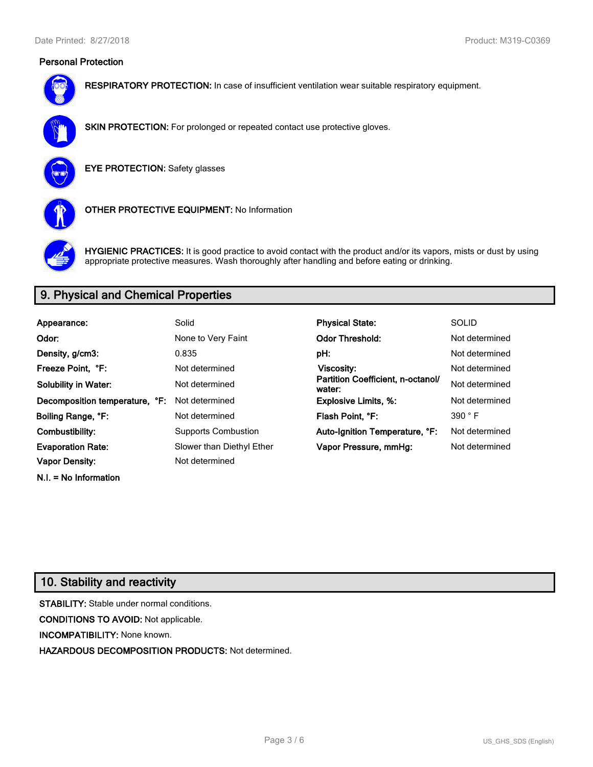### Personal Protection

**RESPIRATORY PROTECTION:** In case of insufficient ventilation wear suitable respiratory equipment.

**SKIN PROTECTION:** For prolonged or repeated contact use protective gloves.

**EYE PROTECTION:** Safety glasses

**OTHER PROTECTIVE EQUIPMENT:** No Information

**HYGIENIC PRACTICES:** It is good practice to avoid contact with the product and/or its vapors, mists or dust by using appropriate protective measures. Wash thoroughly after handling and before eating or drinking.

## 9. Physical and Chemical Properties

| | | | |
|---|---|---|---|
| **Appearance:** | Solid | **Physical State:** | SOLID |
| **Odor:** | None to Very Faint | **Odor Threshold:** | Not determined |
| **Density, g/cm3:** | 0.835 | **pH:** | Not determined |
| **Freeze Point, °F:** | Not determined | **Viscosity:** | Not determined |
| **Solubility in Water:** | Not determined | **Partition Coefficient, n-octanol/ water:** | Not determined |
| **Decomposition temperature, °F:** | Not determined | **Explosive Limits, %:** | Not determined |
| **Boiling Range, °F:** | Not determined | **Flash Point, °F:** | 390 ° F |
| **Combustibility:** | Supports Combustion | **Auto-Ignition Temperature, °F:** | Not determined |
| **Evaporation Rate:** | Slower than Diethyl Ether | **Vapor Pressure, mmHg:** | Not determined |
| **Vapor Density:** | Not determined | | |

**N.I. = No Information**

## 10. Stability and reactivity

**STABILITY:** Stable under normal conditions.

**CONDITIONS TO AVOID:** Not applicable.

**INCOMPATIBILITY:** None known.

**HAZARDOUS DECOMPOSITION PRODUCTS:** Not determined.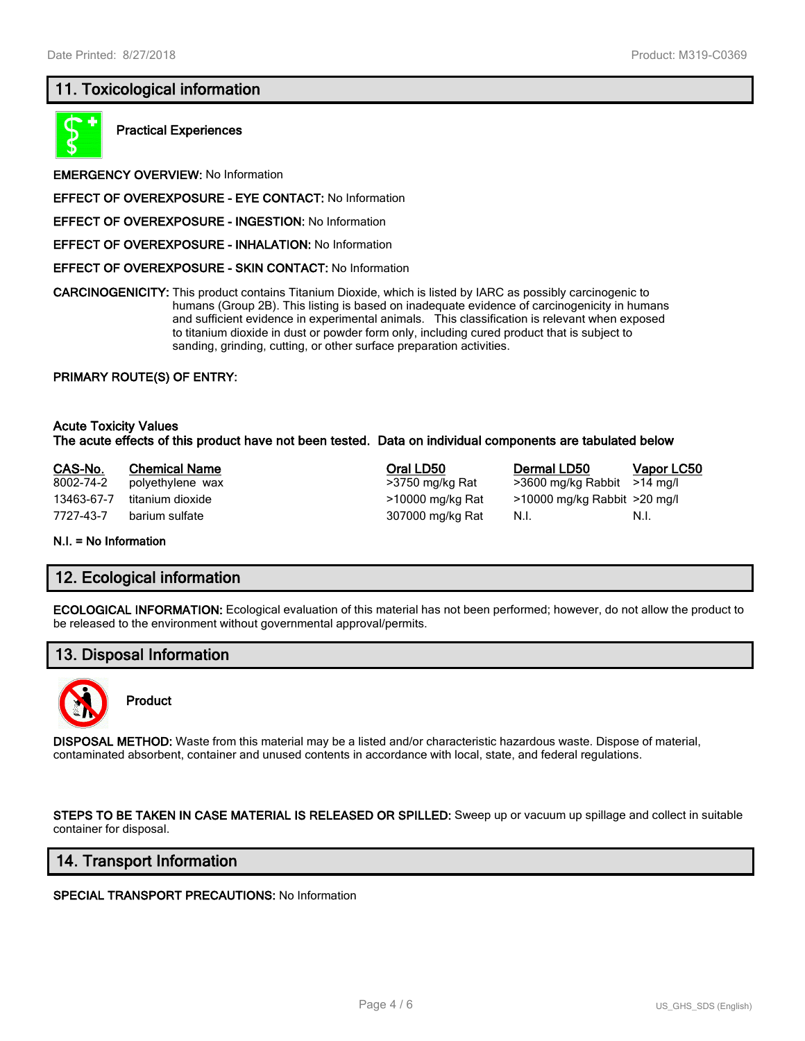## 11. Toxicological information

**Practical Experiences**

**EMERGENCY OVERVIEW:** No Information

**EFFECT OF OVEREXPOSURE - EYE CONTACT:** No Information

**EFFECT OF OVEREXPOSURE - INGESTION:** No Information

**EFFECT OF OVEREXPOSURE - INHALATION:** No Information

**EFFECT OF OVEREXPOSURE - SKIN CONTACT:** No Information

**CARCINOGENICITY:** This product contains Titanium Dioxide, which is listed by IARC as possibly carcinogenic to humans (Group 2B). This listing is based on inadequate evidence of carcinogenicity in humans and sufficient evidence in experimental animals. This classification is relevant when exposed to titanium dioxide in dust or powder form only, including cured product that is subject to sanding, grinding, cutting, or other surface preparation activities.

**PRIMARY ROUTE(S) OF ENTRY:**

**Acute Toxicity Values**
**The acute effects of this product have not been tested. Data on individual components are tabulated below**

| CAS-No. | Chemical Name | Oral LD50 | Dermal LD50 | Vapor LC50 |
|---|---|---|---|---|
| 8002-74-2 | polyethylene wax | >3750 mg/kg Rat | >3600 mg/kg Rabbit | >14 mg/l |
| 13463-67-7 | titanium dioxide | >10000 mg/kg Rat | >10000 mg/kg Rabbit | >20 mg/l |
| 7727-43-7 | barium sulfate | 307000 mg/kg Rat | N.I. | N.I. |

**N.I. = No Information**

## 12. Ecological information

**ECOLOGICAL INFORMATION:** Ecological evaluation of this material has not been performed; however, do not allow the product to be released to the environment without governmental approval/permits.

## 13. Disposal Information

**Product**

**DISPOSAL METHOD:** Waste from this material may be a listed and/or characteristic hazardous waste. Dispose of material, contaminated absorbent, container and unused contents in accordance with local, state, and federal regulations.

**STEPS TO BE TAKEN IN CASE MATERIAL IS RELEASED OR SPILLED:** Sweep up or vacuum up spillage and collect in suitable container for disposal.

## 14. Transport Information

**SPECIAL TRANSPORT PRECAUTIONS:** No Information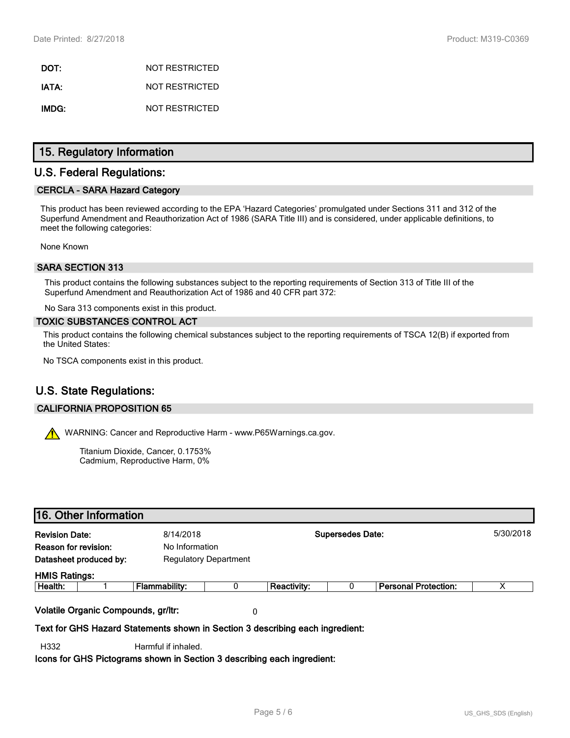| | |
|---|---|
| **DOT:** | NOT RESTRICTED |
| **IATA:** | NOT RESTRICTED |
| **IMDG:** | NOT RESTRICTED |

# 15. Regulatory Information

## U.S. Federal Regulations:

### CERCLA - SARA Hazard Category

This product has been reviewed according to the EPA 'Hazard Categories' promulgated under Sections 311 and 312 of the Superfund Amendment and Reauthorization Act of 1986 (SARA Title III) and is considered, under applicable definitions, to meet the following categories:

None Known

### SARA SECTION 313

This product contains the following substances subject to the reporting requirements of Section 313 of Title III of the Superfund Amendment and Reauthorization Act of 1986 and 40 CFR part 372:

No Sara 313 components exist in this product.

### TOXIC SUBSTANCES CONTROL ACT

This product contains the following chemical substances subject to the reporting requirements of TSCA 12(B) if exported from the United States:

No TSCA components exist in this product.

## U.S. State Regulations:

### CALIFORNIA PROPOSITION 65

WARNING: Cancer and Reproductive Harm - www.P65Warnings.ca.gov.

Titanium Dioxide, Cancer, 0.1753%
Cadmium, Reproductive Harm, 0%

# 16. Other Information

| | | | |
|---|---|---|---|
| **Revision Date:** | 8/14/2018 | **Supersedes Date:** | 5/30/2018 |
| **Reason for revision:** | No Information | | |
| **Datasheet produced by:** | Regulatory Department | | |

**HMIS Ratings:**

| Health: | 1 | Flammability: | 0 | Reactivity: | 0 | Personal Protection: | X |
|---|---|---|---|---|---|---|---|

**Volatile Organic Compounds, gr/ltr:** 0

**Text for GHS Hazard Statements shown in Section 3 describing each ingredient:**

H332 Harmful if inhaled.

**Icons for GHS Pictograms shown in Section 3 describing each ingredient:**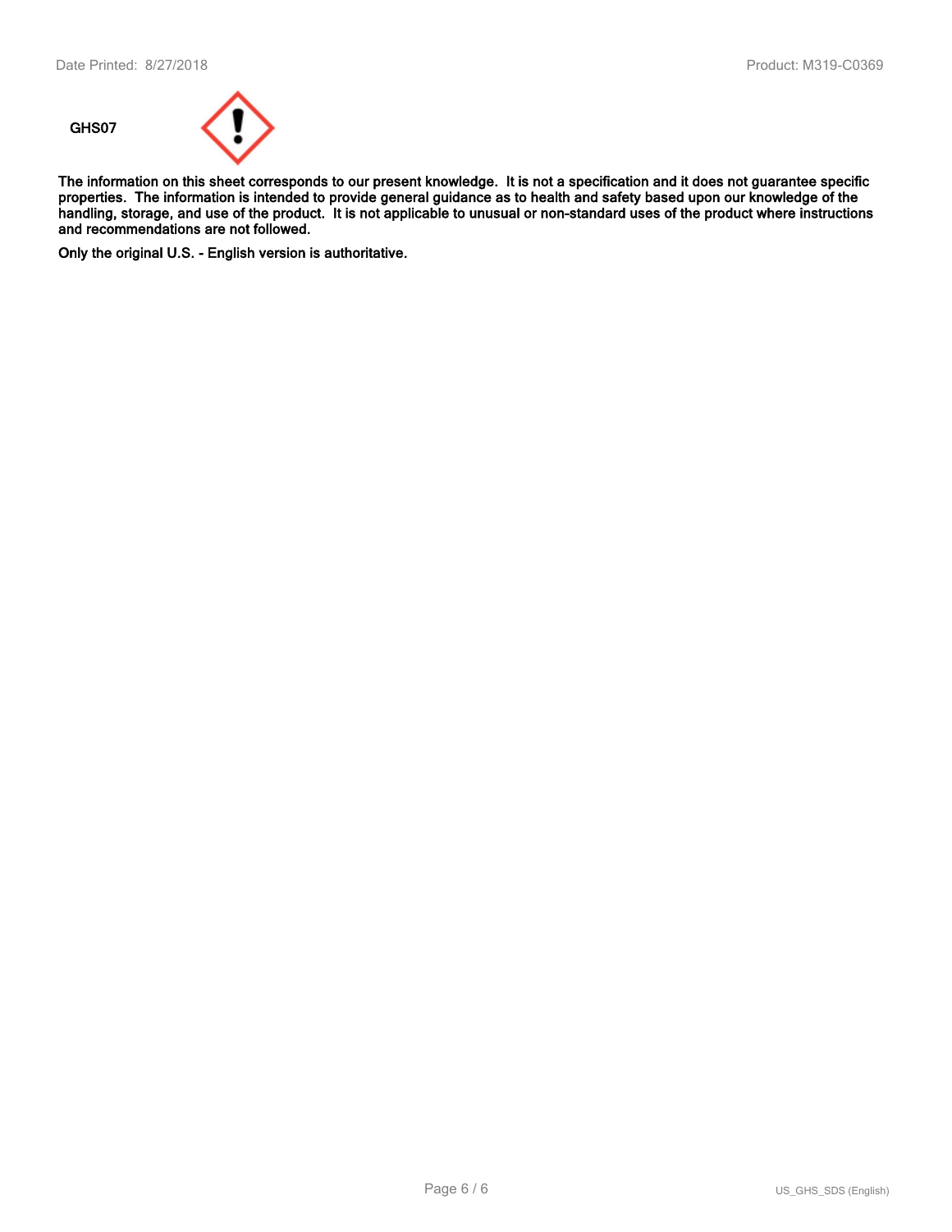GHS07

**The information on this sheet corresponds to our present knowledge. It is not a specification and it does not guarantee specific properties. The information is intended to provide general guidance as to health and safety based upon our knowledge of the handling, storage, and use of the product. It is not applicable to unusual or non-standard uses of the product where instructions and recommendations are not followed.**

**Only the original U.S. - English version is authoritative.**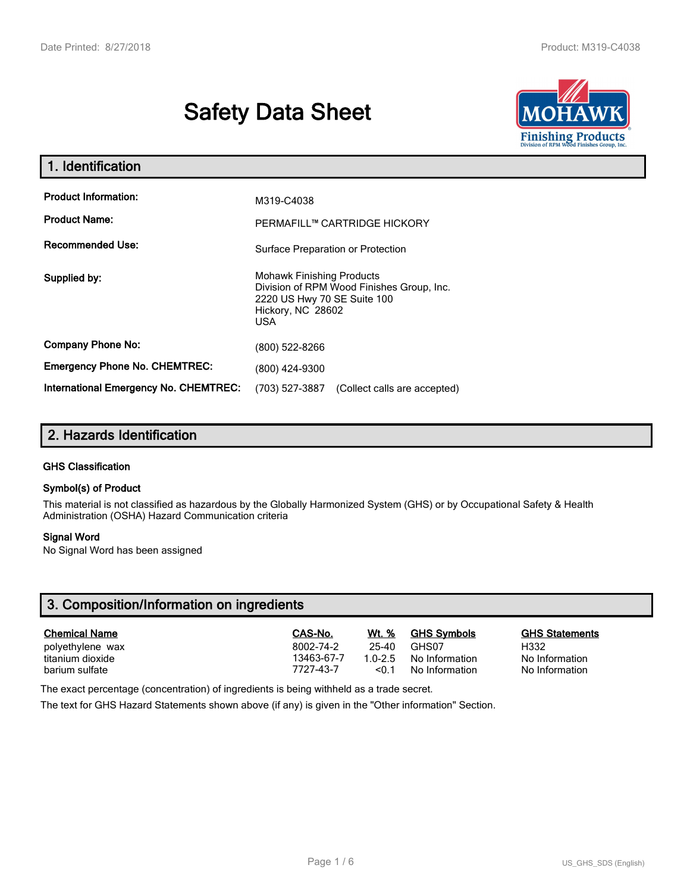# Safety Data Sheet

## 1. Identification

| | |
|---|---|
| **Product Information:** | M319-C4038 |
| **Product Name:** | PERMAFILL™ CARTRIDGE HICKORY |
| **Recommended Use:** | Surface Preparation or Protection |
| **Supplied by:** | Mohawk Finishing Products<br>Division of RPM Wood Finishes Group, Inc.<br>2220 US Hwy 70 SE Suite 100<br>Hickory, NC 28602<br>USA |
| **Company Phone No:** | (800) 522-8266 |
| **Emergency Phone No. CHEMTREC:** | (800) 424-9300 |
| **International Emergency No. CHEMTREC:** | (703) 527-3887 (Collect calls are accepted) |

## 2. Hazards Identification

### GHS Classification

### Symbol(s) of Product

This material is not classified as hazardous by the Globally Harmonized System (GHS) or by Occupational Safety & Health Administration (OSHA) Hazard Communication criteria

### Signal Word

No Signal Word has been assigned

## 3. Composition/Information on ingredients

| Chemical Name | CAS-No. | Wt. % | GHS Symbols | GHS Statements |
|---|---|---|---|---|
| polyethylene wax | 8002-74-2 | 25-40 | GHS07 | H332 |
| titanium dioxide | 13463-67-7 | 1.0-2.5 | No Information | No Information |
| barium sulfate | 7727-43-7 | <0.1 | No Information | No Information |

The exact percentage (concentration) of ingredients is being withheld as a trade secret.

The text for GHS Hazard Statements shown above (if any) is given in the "Other information" Section.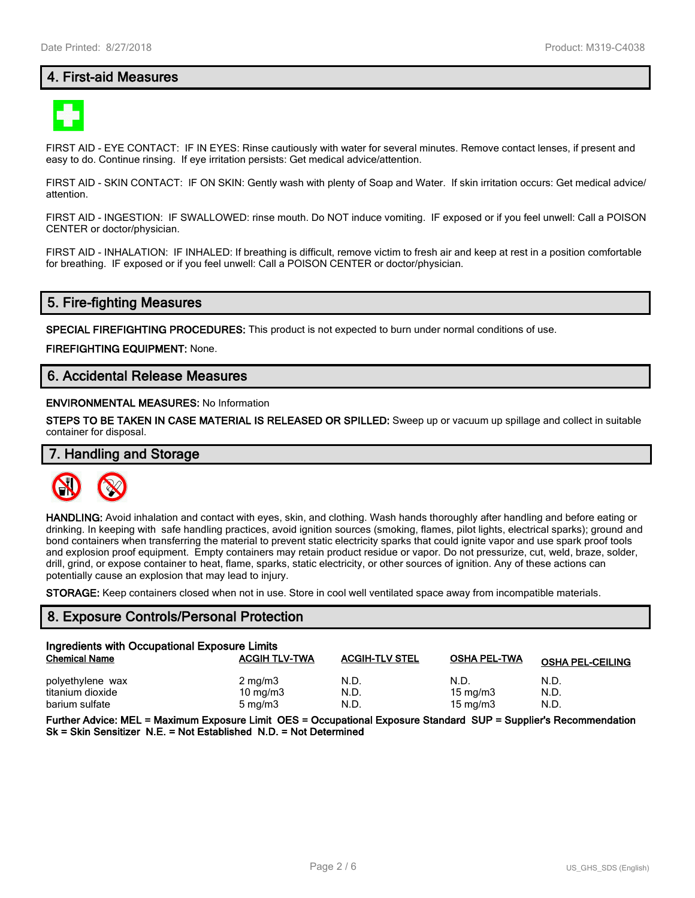## 4. First-aid Measures

FIRST AID - EYE CONTACT: IF IN EYES: Rinse cautiously with water for several minutes. Remove contact lenses, if present and easy to do. Continue rinsing. If eye irritation persists: Get medical advice/attention.

FIRST AID - SKIN CONTACT: IF ON SKIN: Gently wash with plenty of Soap and Water. If skin irritation occurs: Get medical advice/attention.

FIRST AID - INGESTION: IF SWALLOWED: rinse mouth. Do NOT induce vomiting. IF exposed or if you feel unwell: Call a POISON CENTER or doctor/physician.

FIRST AID - INHALATION: IF INHALED: If breathing is difficult, remove victim to fresh air and keep at rest in a position comfortable for breathing. IF exposed or if you feel unwell: Call a POISON CENTER or doctor/physician.

## 5. Fire-fighting Measures

**SPECIAL FIREFIGHTING PROCEDURES:** This product is not expected to burn under normal conditions of use.

**FIREFIGHTING EQUIPMENT:** None.

## 6. Accidental Release Measures

**ENVIRONMENTAL MEASURES:** No Information

**STEPS TO BE TAKEN IN CASE MATERIAL IS RELEASED OR SPILLED:** Sweep up or vacuum up spillage and collect in suitable container for disposal.

## 7. Handling and Storage

**HANDLING:** Avoid inhalation and contact with eyes, skin, and clothing. Wash hands thoroughly after handling and before eating or drinking. In keeping with safe handling practices, avoid ignition sources (smoking, flames, pilot lights, electrical sparks); ground and bond containers when transferring the material to prevent static electricity sparks that could ignite vapor and use spark proof tools and explosion proof equipment. Empty containers may retain product residue or vapor. Do not pressurize, cut, weld, braze, solder, drill, grind, or expose container to heat, flame, sparks, static electricity, or other sources of ignition. Any of these actions can potentially cause an explosion that may lead to injury.

**STORAGE:** Keep containers closed when not in use. Store in cool well ventilated space away from incompatible materials.

## 8. Exposure Controls/Personal Protection

**Ingredients with Occupational Exposure Limits**

| Chemical Name | ACGIH TLV-TWA | ACGIH-TLV STEL | OSHA PEL-TWA | OSHA PEL-CEILING |
|---|---|---|---|---|
| polyethylene wax | 2 mg/m3 | N.D. | N.D. | N.D. |
| titanium dioxide | 10 mg/m3 | N.D. | 15 mg/m3 | N.D. |
| barium sulfate | 5 mg/m3 | N.D. | 15 mg/m3 | N.D. |

**Further Advice: MEL = Maximum Exposure Limit OES = Occupational Exposure Standard SUP = Supplier's Recommendation Sk = Skin Sensitizer N.E. = Not Established N.D. = Not Determined**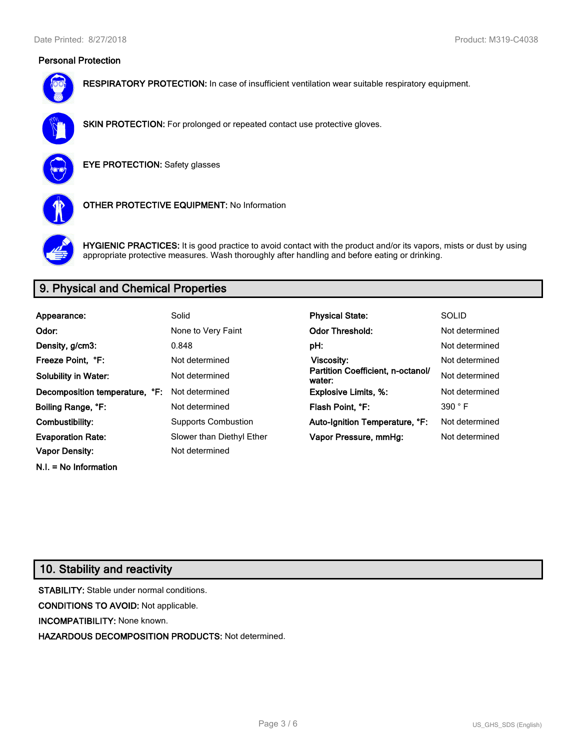### Personal Protection

**RESPIRATORY PROTECTION:** In case of insufficient ventilation wear suitable respiratory equipment.

**SKIN PROTECTION:** For prolonged or repeated contact use protective gloves.

**EYE PROTECTION:** Safety glasses

**OTHER PROTECTIVE EQUIPMENT:** No Information

**HYGIENIC PRACTICES:** It is good practice to avoid contact with the product and/or its vapors, mists or dust by using appropriate protective measures. Wash thoroughly after handling and before eating or drinking.

## 9. Physical and Chemical Properties

| | | | |
|---|---|---|---|
| **Appearance:** | Solid | **Physical State:** | SOLID |
| **Odor:** | None to Very Faint | **Odor Threshold:** | Not determined |
| **Density, g/cm3:** | 0.848 | **pH:** | Not determined |
| **Freeze Point, °F:** | Not determined | **Viscosity:** | Not determined |
| **Solubility in Water:** | Not determined | **Partition Coefficient, n-octanol/ water:** | Not determined |
| **Decomposition temperature, °F:** | Not determined | **Explosive Limits, %:** | Not determined |
| **Boiling Range, °F:** | Not determined | **Flash Point, °F:** | 390 ° F |
| **Combustibility:** | Supports Combustion | **Auto-Ignition Temperature, °F:** | Not determined |
| **Evaporation Rate:** | Slower than Diethyl Ether | **Vapor Pressure, mmHg:** | Not determined |
| **Vapor Density:** | Not determined | | |

**N.I. = No Information**

## 10. Stability and reactivity

**STABILITY:** Stable under normal conditions.

**CONDITIONS TO AVOID:** Not applicable.

**INCOMPATIBILITY:** None known.

**HAZARDOUS DECOMPOSITION PRODUCTS:** Not determined.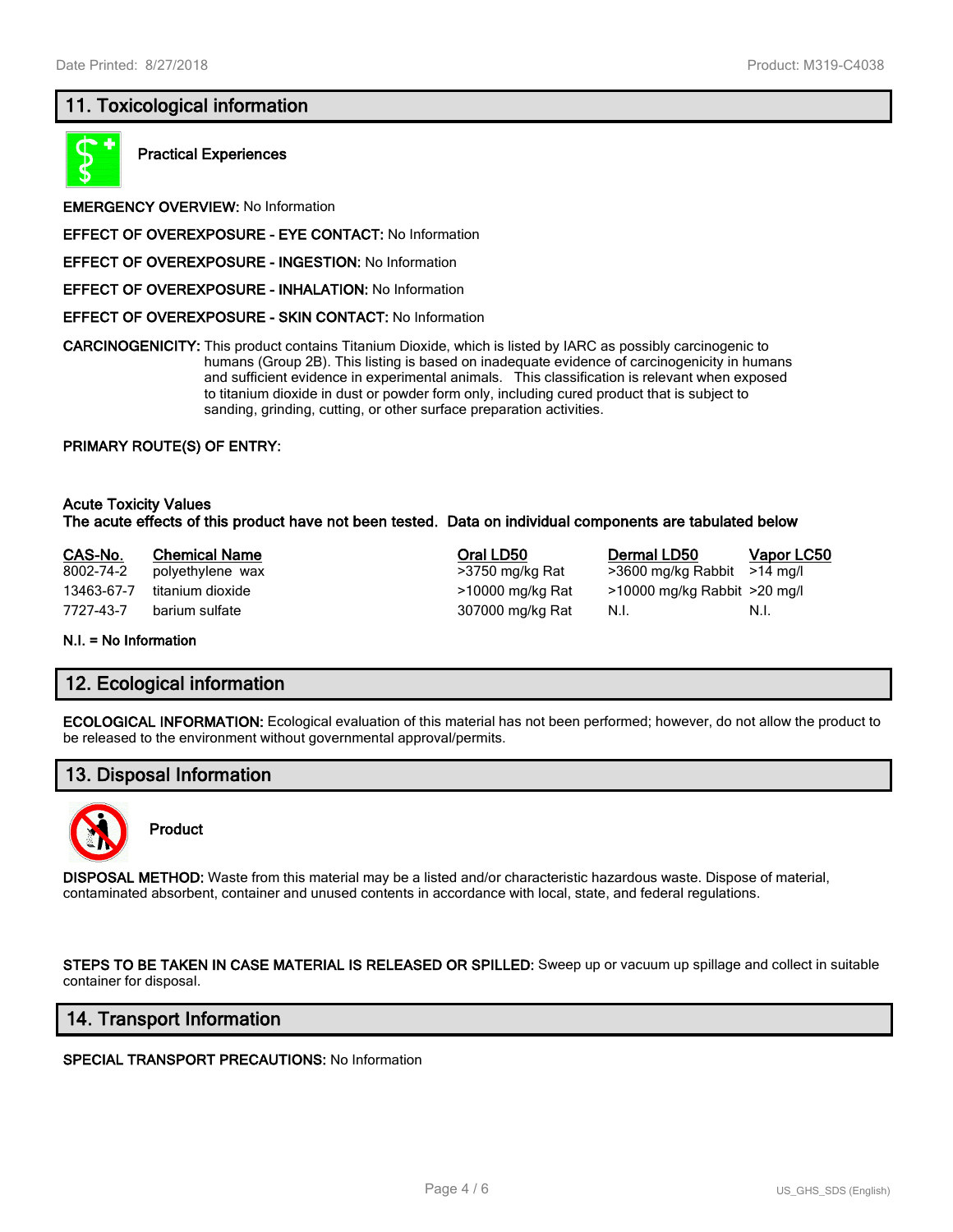## 11. Toxicological information

**Practical Experiences**

**EMERGENCY OVERVIEW:** No Information

**EFFECT OF OVEREXPOSURE - EYE CONTACT:** No Information

**EFFECT OF OVEREXPOSURE - INGESTION:** No Information

**EFFECT OF OVEREXPOSURE - INHALATION:** No Information

**EFFECT OF OVEREXPOSURE - SKIN CONTACT:** No Information

**CARCINOGENICITY:** This product contains Titanium Dioxide, which is listed by IARC as possibly carcinogenic to humans (Group 2B). This listing is based on inadequate evidence of carcinogenicity in humans and sufficient evidence in experimental animals. This classification is relevant when exposed to titanium dioxide in dust or powder form only, including cured product that is subject to sanding, grinding, cutting, or other surface preparation activities.

**PRIMARY ROUTE(S) OF ENTRY:**

**Acute Toxicity Values**
**The acute effects of this product have not been tested. Data on individual components are tabulated below**

| CAS-No. | Chemical Name | Oral LD50 | Dermal LD50 | Vapor LC50 |
|---|---|---|---|---|
| 8002-74-2 | polyethylene wax | >3750 mg/kg Rat | >3600 mg/kg Rabbit | >14 mg/l |
| 13463-67-7 | titanium dioxide | >10000 mg/kg Rat | >10000 mg/kg Rabbit | >20 mg/l |
| 7727-43-7 | barium sulfate | 307000 mg/kg Rat | N.I. | N.I. |

**N.I. = No Information**

## 12. Ecological information

**ECOLOGICAL INFORMATION:** Ecological evaluation of this material has not been performed; however, do not allow the product to be released to the environment without governmental approval/permits.

## 13. Disposal Information

**Product**

**DISPOSAL METHOD:** Waste from this material may be a listed and/or characteristic hazardous waste. Dispose of material, contaminated absorbent, container and unused contents in accordance with local, state, and federal regulations.

**STEPS TO BE TAKEN IN CASE MATERIAL IS RELEASED OR SPILLED:** Sweep up or vacuum up spillage and collect in suitable container for disposal.

## 14. Transport Information

**SPECIAL TRANSPORT PRECAUTIONS:** No Information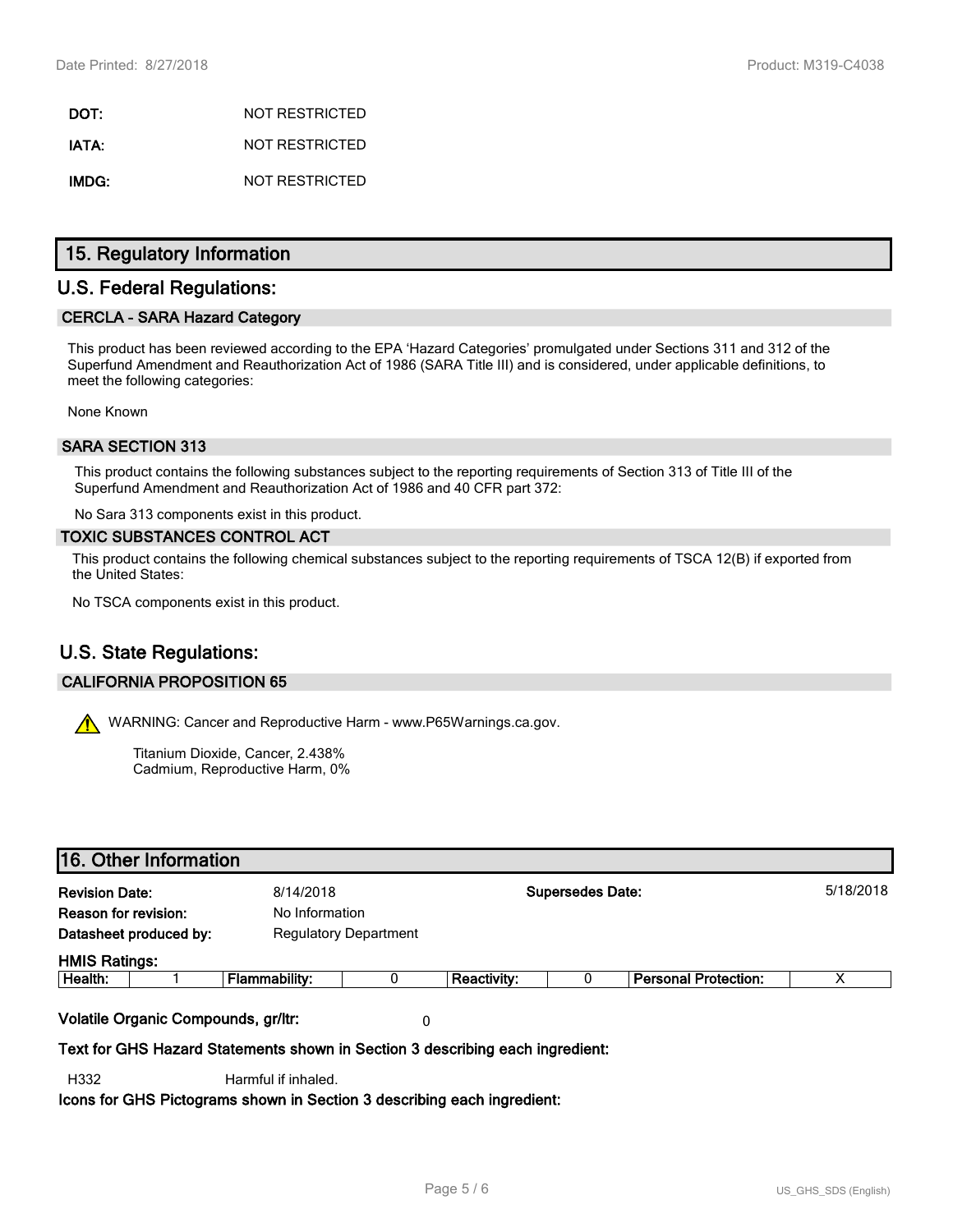| | |
|---|---|
| **DOT:** | NOT RESTRICTED |
| **IATA:** | NOT RESTRICTED |
| **IMDG:** | NOT RESTRICTED |

# 15. Regulatory Information

## U.S. Federal Regulations:

### CERCLA - SARA Hazard Category

This product has been reviewed according to the EPA 'Hazard Categories' promulgated under Sections 311 and 312 of the Superfund Amendment and Reauthorization Act of 1986 (SARA Title III) and is considered, under applicable definitions, to meet the following categories:

None Known

### SARA SECTION 313

This product contains the following substances subject to the reporting requirements of Section 313 of Title III of the Superfund Amendment and Reauthorization Act of 1986 and 40 CFR part 372:

No Sara 313 components exist in this product.

### TOXIC SUBSTANCES CONTROL ACT

This product contains the following chemical substances subject to the reporting requirements of TSCA 12(B) if exported from the United States:

No TSCA components exist in this product.

## U.S. State Regulations:

### CALIFORNIA PROPOSITION 65

WARNING: Cancer and Reproductive Harm - www.P65Warnings.ca.gov.

Titanium Dioxide, Cancer, 2.438%
Cadmium, Reproductive Harm, 0%

# 16. Other Information

| | | | |
|---|---|---|---|
| **Revision Date:** | 8/14/2018 | **Supersedes Date:** | 5/18/2018 |
| **Reason for revision:** | No Information | | |
| **Datasheet produced by:** | Regulatory Department | | |

**HMIS Ratings:**

| Health: | 1 | Flammability: | 0 | Reactivity: | 0 | Personal Protection: | X |
|---|---|---|---|---|---|---|---|

**Volatile Organic Compounds, gr/ltr:** 0

**Text for GHS Hazard Statements shown in Section 3 describing each ingredient:**

H332 Harmful if inhaled.

**Icons for GHS Pictograms shown in Section 3 describing each ingredient:**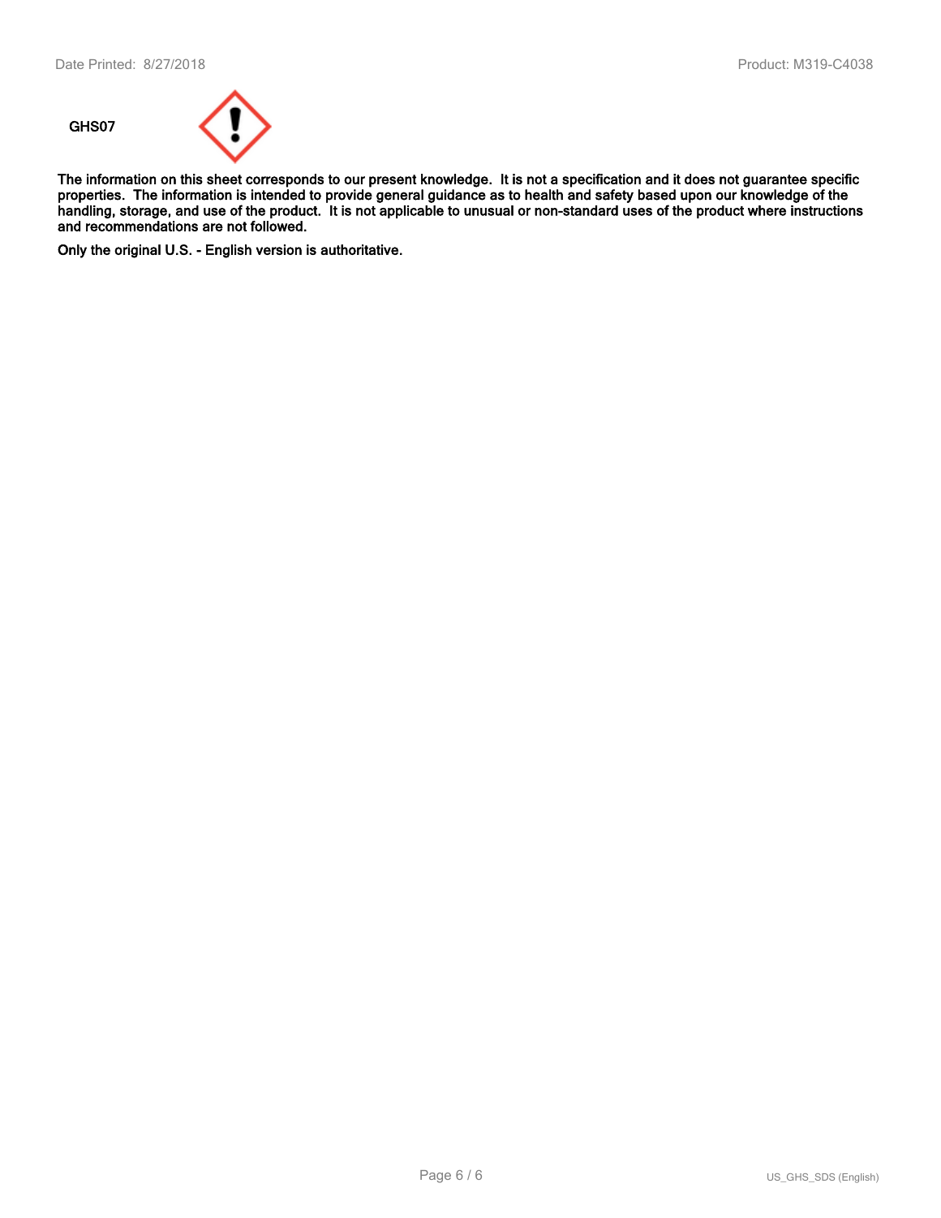GHS07

**The information on this sheet corresponds to our present knowledge. It is not a specification and it does not guarantee specific properties. The information is intended to provide general guidance as to health and safety based upon our knowledge of the handling, storage, and use of the product. It is not applicable to unusual or non-standard uses of the product where instructions and recommendations are not followed.**

**Only the original U.S. - English version is authoritative.**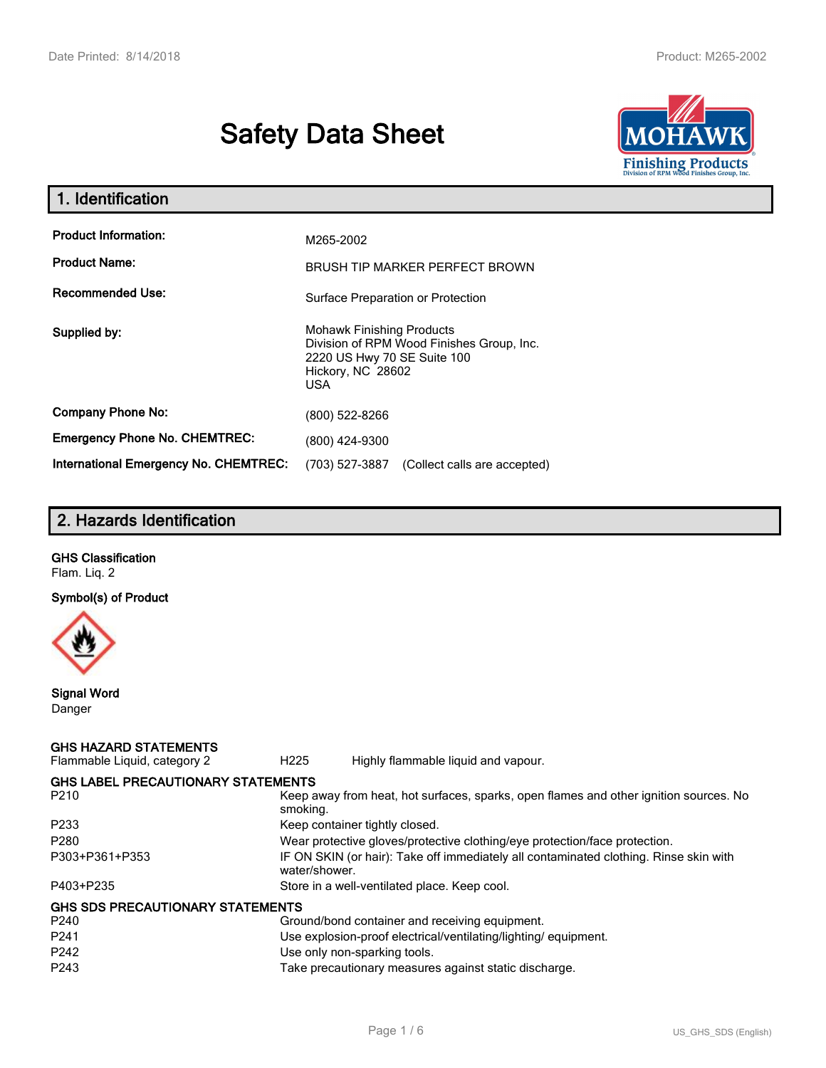# Safety Data Sheet

## 1. Identification

| | |
|---|---|
| **Product Information:** | M265-2002 |
| **Product Name:** | BRUSH TIP MARKER PERFECT BROWN |
| **Recommended Use:** | Surface Preparation or Protection |
| **Supplied by:** | Mohawk Finishing Products<br>Division of RPM Wood Finishes Group, Inc.<br>2220 US Hwy 70 SE Suite 100<br>Hickory, NC 28602<br>USA |
| **Company Phone No:** | (800) 522-8266 |
| **Emergency Phone No. CHEMTREC:** | (800) 424-9300 |
| **International Emergency No. CHEMTREC:** | (703) 527-3887 (Collect calls are accepted) |

## 2. Hazards Identification

**GHS Classification**

Flam. Liq. 2

**Symbol(s) of Product**

**Signal Word**

Danger

**GHS HAZARD STATEMENTS**

| | | |
|---|---|---|
| Flammable Liquid, category 2 | H225 | Highly flammable liquid and vapour. |

**GHS LABEL PRECAUTIONARY STATEMENTS**

| | |
|---|---|
| P210 | Keep away from heat, hot surfaces, sparks, open flames and other ignition sources. No smoking. |
| P233 | Keep container tightly closed. |
| P280 | Wear protective gloves/protective clothing/eye protection/face protection. |
| P303+P361+P353 | IF ON SKIN (or hair): Take off immediately all contaminated clothing. Rinse skin with water/shower. |
| P403+P235 | Store in a well-ventilated place. Keep cool. |

**GHS SDS PRECAUTIONARY STATEMENTS**

| | |
|---|---|
| P240 | Ground/bond container and receiving equipment. |
| P241 | Use explosion-proof electrical/ventilating/lighting/ equipment. |
| P242 | Use only non-sparking tools. |
| P243 | Take precautionary measures against static discharge. |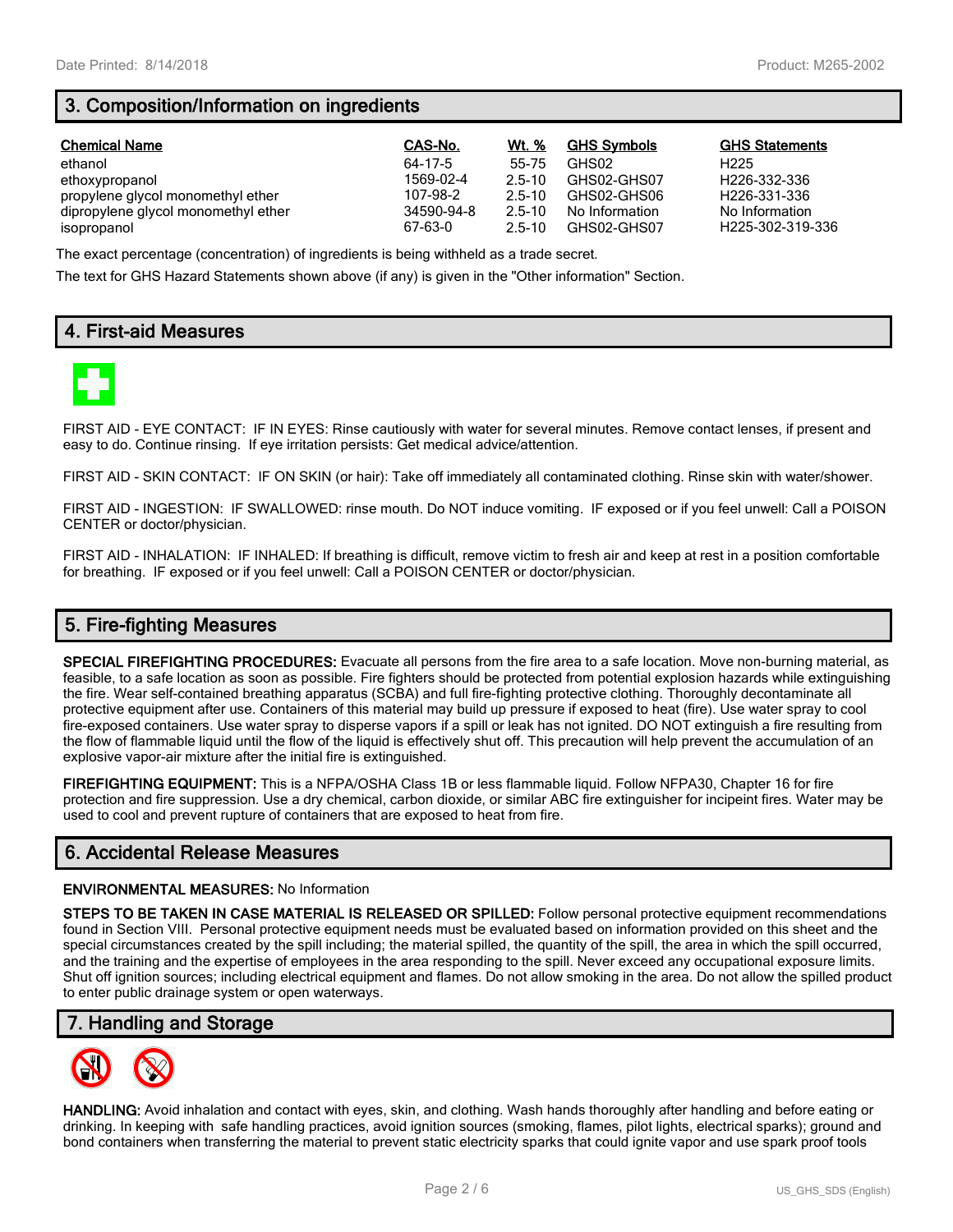## 3. Composition/Information on ingredients

| Chemical Name | CAS-No. | Wt. % | GHS Symbols | GHS Statements |
|---|---|---|---|---|
| ethanol | 64-17-5 | 55-75 | GHS02 | H225 |
| ethoxypropanol | 1569-02-4 | 2.5-10 | GHS02-GHS07 | H226-332-336 |
| propylene glycol monomethyl ether | 107-98-2 | 2.5-10 | GHS02-GHS06 | H226-331-336 |
| dipropylene glycol monomethyl ether | 34590-94-8 | 2.5-10 | No Information | No Information |
| isopropanol | 67-63-0 | 2.5-10 | GHS02-GHS07 | H225-302-319-336 |

The exact percentage (concentration) of ingredients is being withheld as a trade secret.

The text for GHS Hazard Statements shown above (if any) is given in the "Other information" Section.

## 4. First-aid Measures

FIRST AID - EYE CONTACT: IF IN EYES: Rinse cautiously with water for several minutes. Remove contact lenses, if present and easy to do. Continue rinsing. If eye irritation persists: Get medical advice/attention.

FIRST AID - SKIN CONTACT: IF ON SKIN (or hair): Take off immediately all contaminated clothing. Rinse skin with water/shower.

FIRST AID - INGESTION: IF SWALLOWED: rinse mouth. Do NOT induce vomiting. IF exposed or if you feel unwell: Call a POISON CENTER or doctor/physician.

FIRST AID - INHALATION: IF INHALED: If breathing is difficult, remove victim to fresh air and keep at rest in a position comfortable for breathing. IF exposed or if you feel unwell: Call a POISON CENTER or doctor/physician.

## 5. Fire-fighting Measures

**SPECIAL FIREFIGHTING PROCEDURES:** Evacuate all persons from the fire area to a safe location. Move non-burning material, as feasible, to a safe location as soon as possible. Fire fighters should be protected from potential explosion hazards while extinguishing the fire. Wear self-contained breathing apparatus (SCBA) and full fire-fighting protective clothing. Thoroughly decontaminate all protective equipment after use. Containers of this material may build up pressure if exposed to heat (fire). Use water spray to cool fire-exposed containers. Use water spray to disperse vapors if a spill or leak has not ignited. DO NOT extinguish a fire resulting from the flow of flammable liquid until the flow of the liquid is effectively shut off. This precaution will help prevent the accumulation of an explosive vapor-air mixture after the initial fire is extinguished.

**FIREFIGHTING EQUIPMENT:** This is a NFPA/OSHA Class 1B or less flammable liquid. Follow NFPA30, Chapter 16 for fire protection and fire suppression. Use a dry chemical, carbon dioxide, or similar ABC fire extinguisher for incipeint fires. Water may be used to cool and prevent rupture of containers that are exposed to heat from fire.

## 6. Accidental Release Measures

**ENVIRONMENTAL MEASURES:** No Information

**STEPS TO BE TAKEN IN CASE MATERIAL IS RELEASED OR SPILLED:** Follow personal protective equipment recommendations found in Section VIII. Personal protective equipment needs must be evaluated based on information provided on this sheet and the special circumstances created by the spill including; the material spilled, the quantity of the spill, the area in which the spill occurred, and the training and the expertise of employees in the area responding to the spill. Never exceed any occupational exposure limits. Shut off ignition sources; including electrical equipment and flames. Do not allow smoking in the area. Do not allow the spilled product to enter public drainage system or open waterways.

## 7. Handling and Storage

**HANDLING:** Avoid inhalation and contact with eyes, skin, and clothing. Wash hands thoroughly after handling and before eating or drinking. In keeping with safe handling practices, avoid ignition sources (smoking, flames, pilot lights, electrical sparks); ground and bond containers when transferring the material to prevent static electricity sparks that could ignite vapor and use spark proof tools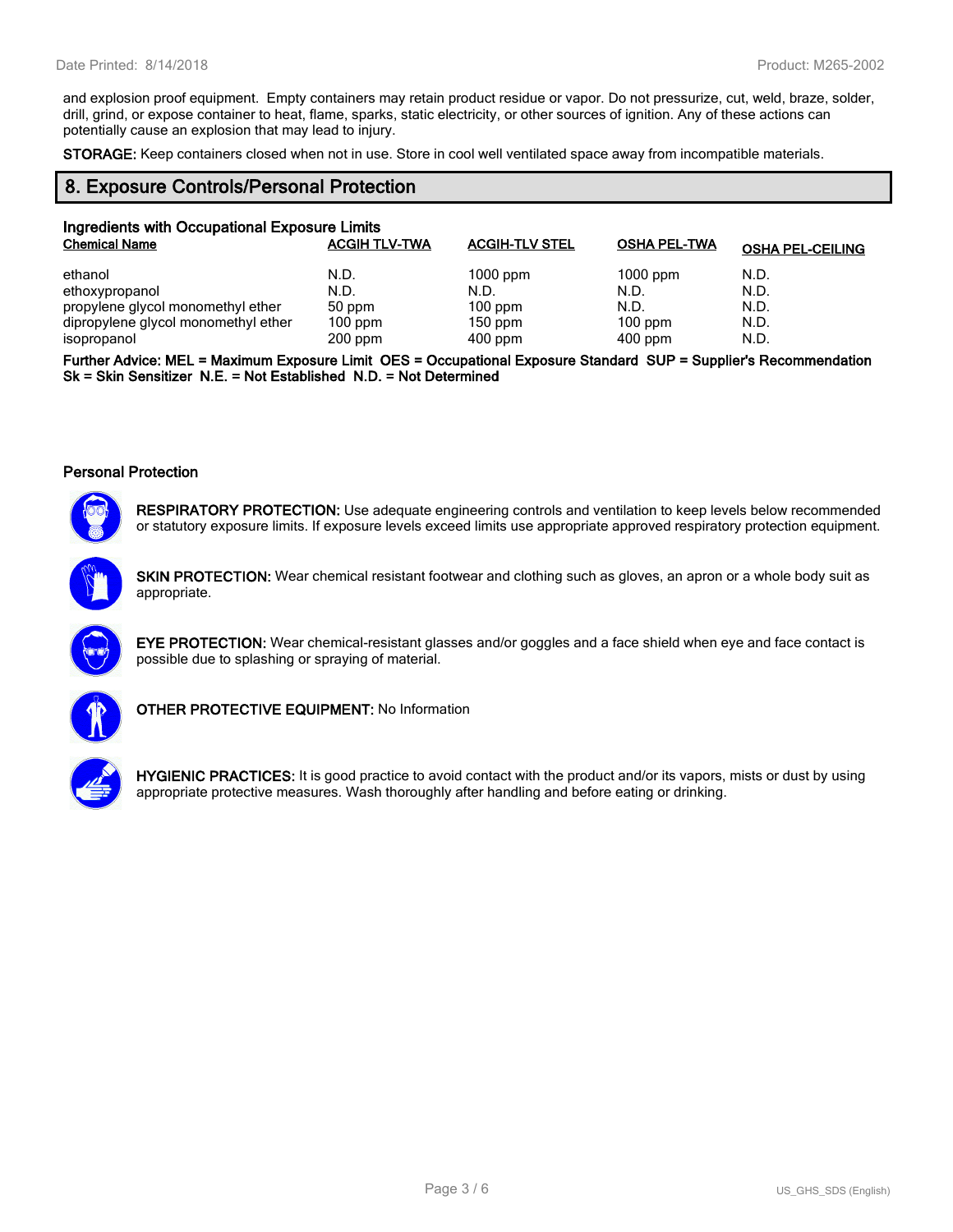and explosion proof equipment. Empty containers may retain product residue or vapor. Do not pressurize, cut, weld, braze, solder, drill, grind, or expose container to heat, flame, sparks, static electricity, or other sources of ignition. Any of these actions can potentially cause an explosion that may lead to injury.

**STORAGE:** Keep containers closed when not in use. Store in cool well ventilated space away from incompatible materials.

## 8. Exposure Controls/Personal Protection

**Ingredients with Occupational Exposure Limits**

| Chemical Name | ACGIH TLV-TWA | ACGIH-TLV STEL | OSHA PEL-TWA | OSHA PEL-CEILING |
|---|---|---|---|---|
| ethanol | N.D. | 1000 ppm | 1000 ppm | N.D. |
| ethoxypropanol | N.D. | N.D. | N.D. | N.D. |
| propylene glycol monomethyl ether | 50 ppm | 100 ppm | N.D. | N.D. |
| dipropylene glycol monomethyl ether | 100 ppm | 150 ppm | 100 ppm | N.D. |
| isopropanol | 200 ppm | 400 ppm | 400 ppm | N.D. |

**Further Advice: MEL = Maximum Exposure Limit OES = Occupational Exposure Standard SUP = Supplier's Recommendation Sk = Skin Sensitizer N.E. = Not Established N.D. = Not Determined**

**Personal Protection**

**RESPIRATORY PROTECTION:** Use adequate engineering controls and ventilation to keep levels below recommended or statutory exposure limits. If exposure levels exceed limits use appropriate approved respiratory protection equipment.

**SKIN PROTECTION:** Wear chemical resistant footwear and clothing such as gloves, an apron or a whole body suit as appropriate.

**EYE PROTECTION:** Wear chemical-resistant glasses and/or goggles and a face shield when eye and face contact is possible due to splashing or spraying of material.

**OTHER PROTECTIVE EQUIPMENT:** No Information

**HYGIENIC PRACTICES:** It is good practice to avoid contact with the product and/or its vapors, mists or dust by using appropriate protective measures. Wash thoroughly after handling and before eating or drinking.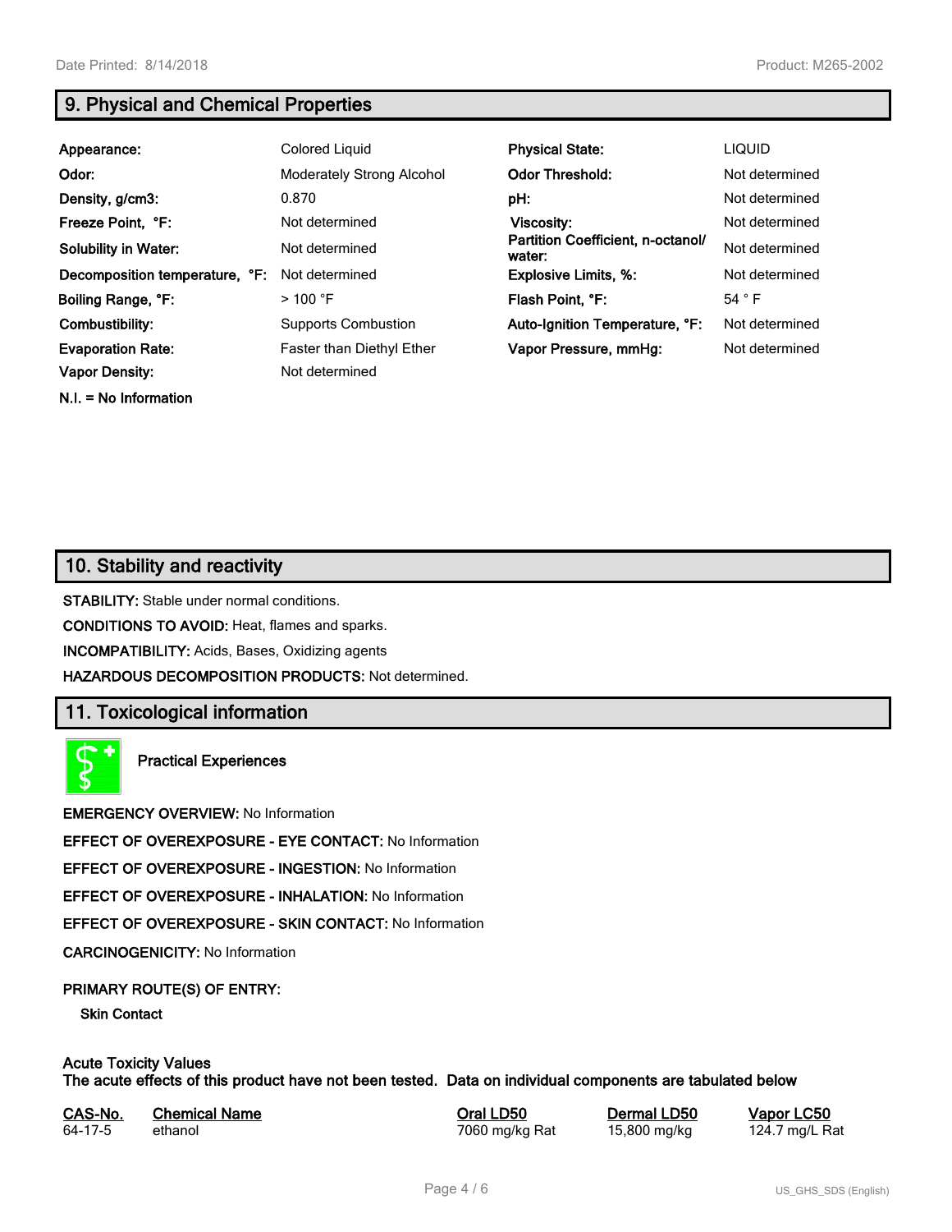## 9. Physical and Chemical Properties

| | | | |
|---|---|---|---|
| **Appearance:** | Colored Liquid | **Physical State:** | LIQUID |
| **Odor:** | Moderately Strong Alcohol | **Odor Threshold:** | Not determined |
| **Density, g/cm3:** | 0.870 | **pH:** | Not determined |
| **Freeze Point, °F:** | Not determined | **Viscosity:** | Not determined |
| **Solubility in Water:** | Not determined | **Partition Coefficient, n-octanol/ water:** | Not determined |
| **Decomposition temperature, °F:** | Not determined | **Explosive Limits, %:** | Not determined |
| **Boiling Range, °F:** | > 100 °F | **Flash Point, °F:** | 54 ° F |
| **Combustibility:** | Supports Combustion | **Auto-Ignition Temperature, °F:** | Not determined |
| **Evaporation Rate:** | Faster than Diethyl Ether | **Vapor Pressure, mmHg:** | Not determined |
| **Vapor Density:** | Not determined | | |

**N.I. = No Information**

## 10. Stability and reactivity

**STABILITY:** Stable under normal conditions.

**CONDITIONS TO AVOID:** Heat, flames and sparks.

**INCOMPATIBILITY:** Acids, Bases, Oxidizing agents

**HAZARDOUS DECOMPOSITION PRODUCTS:** Not determined.

## 11. Toxicological information

**Practical Experiences**

**EMERGENCY OVERVIEW:** No Information

**EFFECT OF OVEREXPOSURE - EYE CONTACT:** No Information

**EFFECT OF OVEREXPOSURE - INGESTION:** No Information

**EFFECT OF OVEREXPOSURE - INHALATION:** No Information

**EFFECT OF OVEREXPOSURE - SKIN CONTACT:** No Information

**CARCINOGENICITY:** No Information

**PRIMARY ROUTE(S) OF ENTRY:**

**Skin Contact**

**Acute Toxicity Values**
**The acute effects of this product have not been tested. Data on individual components are tabulated below**

| CAS-No. | Chemical Name | Oral LD50 | Dermal LD50 | Vapor LC50 |
|---|---|---|---|---|
| 64-17-5 | ethanol | 7060 mg/kg Rat | 15,800 mg/kg | 124.7 mg/L Rat |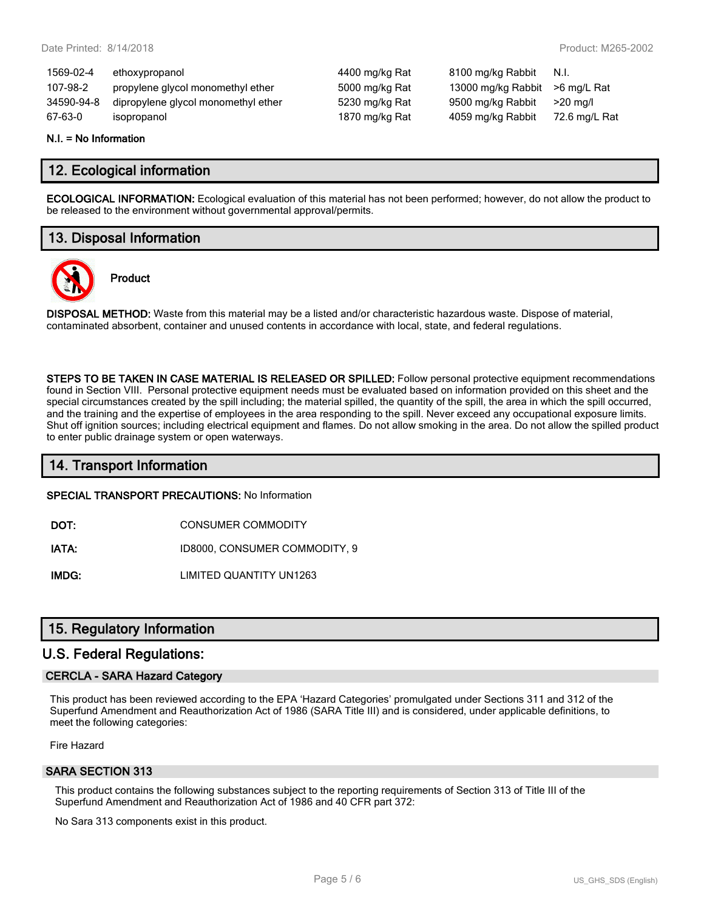| | | | | |
|---|---|---|---|---|
| 1569-02-4 | ethoxypropanol | 4400 mg/kg Rat | 8100 mg/kg Rabbit | N.I. |
| 107-98-2 | propylene glycol monomethyl ether | 5000 mg/kg Rat | 13000 mg/kg Rabbit | >6 mg/L Rat |
| 34590-94-8 | dipropylene glycol monomethyl ether | 5230 mg/kg Rat | 9500 mg/kg Rabbit | >20 mg/l |
| 67-63-0 | isopropanol | 1870 mg/kg Rat | 4059 mg/kg Rabbit | 72.6 mg/L Rat |

**N.I. = No Information**

## 12. Ecological information

**ECOLOGICAL INFORMATION:** Ecological evaluation of this material has not been performed; however, do not allow the product to be released to the environment without governmental approval/permits.

## 13. Disposal Information

**Product**

**DISPOSAL METHOD:** Waste from this material may be a listed and/or characteristic hazardous waste. Dispose of material, contaminated absorbent, container and unused contents in accordance with local, state, and federal regulations.

**STEPS TO BE TAKEN IN CASE MATERIAL IS RELEASED OR SPILLED:** Follow personal protective equipment recommendations found in Section VIII. Personal protective equipment needs must be evaluated based on information provided on this sheet and the special circumstances created by the spill including; the material spilled, the quantity of the spill, the area in which the spill occurred, and the training and the expertise of employees in the area responding to the spill. Never exceed any occupational exposure limits. Shut off ignition sources; including electrical equipment and flames. Do not allow smoking in the area. Do not allow the spilled product to enter public drainage system or open waterways.

## 14. Transport Information

**SPECIAL TRANSPORT PRECAUTIONS:** No Information

**DOT:** CONSUMER COMMODITY

**IATA:** ID8000, CONSUMER COMMODITY, 9

**IMDG:** LIMITED QUANTITY UN1263

## 15. Regulatory Information

## U.S. Federal Regulations:

### CERCLA - SARA Hazard Category

This product has been reviewed according to the EPA 'Hazard Categories' promulgated under Sections 311 and 312 of the Superfund Amendment and Reauthorization Act of 1986 (SARA Title III) and is considered, under applicable definitions, to meet the following categories:

Fire Hazard

### SARA SECTION 313

This product contains the following substances subject to the reporting requirements of Section 313 of Title III of the Superfund Amendment and Reauthorization Act of 1986 and 40 CFR part 372:

No Sara 313 components exist in this product.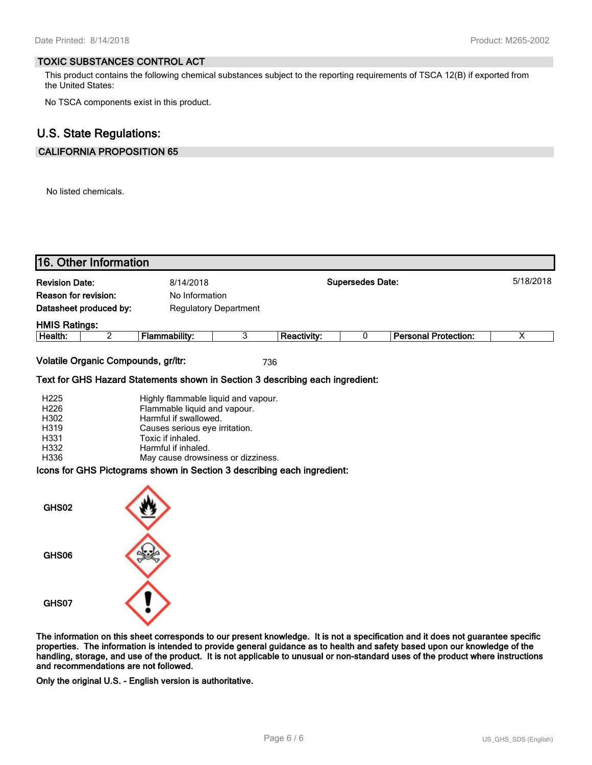### TOXIC SUBSTANCES CONTROL ACT

This product contains the following chemical substances subject to the reporting requirements of TSCA 12(B) if exported from the United States:

No TSCA components exist in this product.

## U.S. State Regulations:

### CALIFORNIA PROPOSITION 65

No listed chemicals.

## 16. Other Information

| | | | |
|---|---|---|---|
| **Revision Date:** | 8/14/2018 | **Supersedes Date:** | 5/18/2018 |
| **Reason for revision:** | No Information | | |
| **Datasheet produced by:** | Regulatory Department | | |

**HMIS Ratings:**

| | | | | | | | |
|---|---|---|---|---|---|---|---|
| **Health:** | 2 | **Flammability:** | 3 | **Reactivity:** | 0 | **Personal Protection:** | X |

**Volatile Organic Compounds, gr/ltr:** 736

**Text for GHS Hazard Statements shown in Section 3 describing each ingredient:**

| | |
|---|---|
| H225 | Highly flammable liquid and vapour. |
| H226 | Flammable liquid and vapour. |
| H302 | Harmful if swallowed. |
| H319 | Causes serious eye irritation. |
| H331 | Toxic if inhaled. |
| H332 | Harmful if inhaled. |
| H336 | May cause drowsiness or dizziness. |

**Icons for GHS Pictograms shown in Section 3 describing each ingredient:**

GHS02

GHS06

GHS07

**The information on this sheet corresponds to our present knowledge. It is not a specification and it does not guarantee specific properties. The information is intended to provide general guidance as to health and safety based upon our knowledge of the handling, storage, and use of the product. It is not applicable to unusual or non-standard uses of the product where instructions and recommendations are not followed.**

**Only the original U.S. - English version is authoritative.**